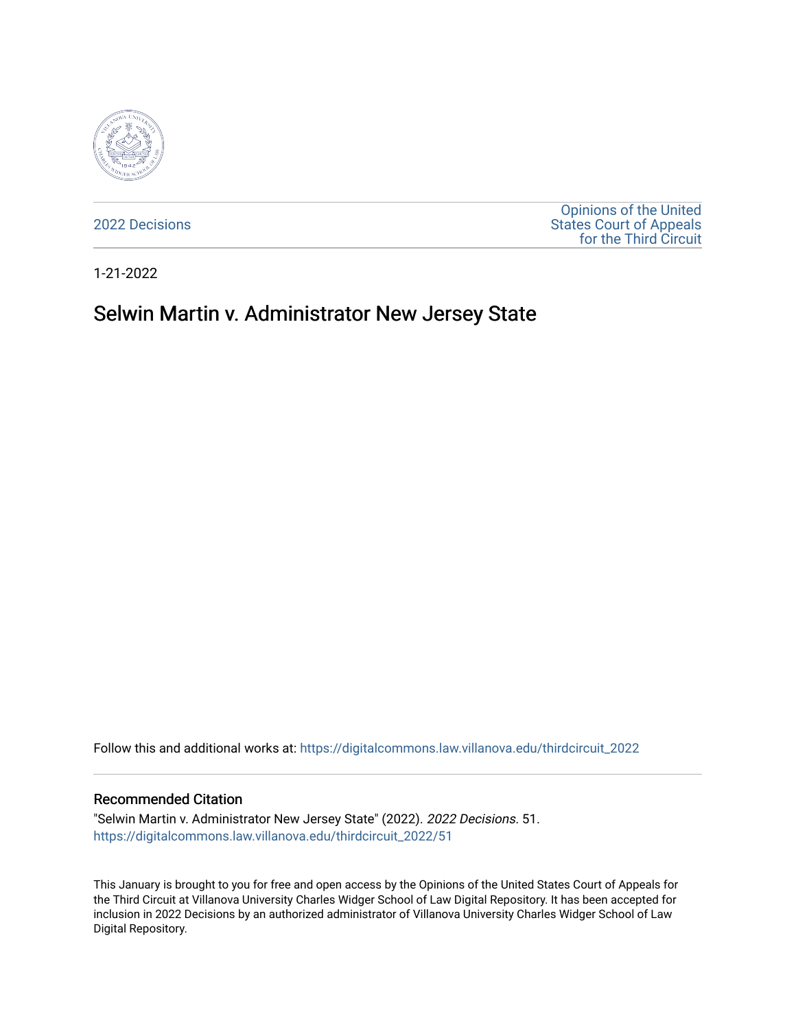2022 Decisions

Opinions of the United States Court of Appeals for the Third Circuit

1-21-2022

# Selwin Martin v. Administrator New Jersey State

Follow this and additional works at: https://digitalcommons.law.villanova.edu/thirdcircuit_2022

## Recommended Citation

"Selwin Martin v. Administrator New Jersey State" (2022). *2022 Decisions*. 51.
https://digitalcommons.law.villanova.edu/thirdcircuit_2022/51

This January is brought to you for free and open access by the Opinions of the United States Court of Appeals for the Third Circuit at Villanova University Charles Widger School of Law Digital Repository. It has been accepted for inclusion in 2022 Decisions by an authorized administrator of Villanova University Charles Widger School of Law Digital Repository.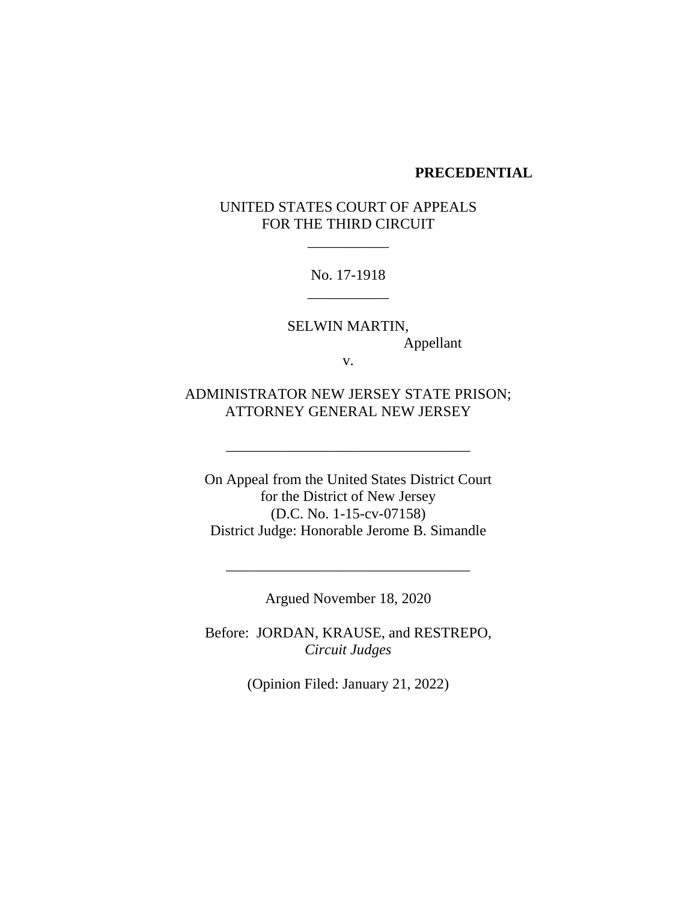**PRECEDENTIAL**

UNITED STATES COURT OF APPEALS
FOR THE THIRD CIRCUIT

\_\_\_\_\_\_\_\_\_\_\_

No. 17-1918

\_\_\_\_\_\_\_\_\_\_\_

SELWIN MARTIN,
Appellant

v.

ADMINISTRATOR NEW JERSEY STATE PRISON;
ATTORNEY GENERAL NEW JERSEY

\_\_\_\_\_\_\_\_\_\_\_\_\_\_\_\_\_\_\_\_\_\_\_\_\_\_\_\_\_\_\_\_\_\_\_\_

On Appeal from the United States District Court
for the District of New Jersey
(D.C. No. 1-15-cv-07158)
District Judge: Honorable Jerome B. Simandle

\_\_\_\_\_\_\_\_\_\_\_\_\_\_\_\_\_\_\_\_\_\_\_\_\_\_\_\_\_\_\_\_\_\_\_\_

Argued November 18, 2020

Before: JORDAN, KRAUSE, and RESTREPO, *Circuit Judges*

(Opinion Filed: January 21, 2022)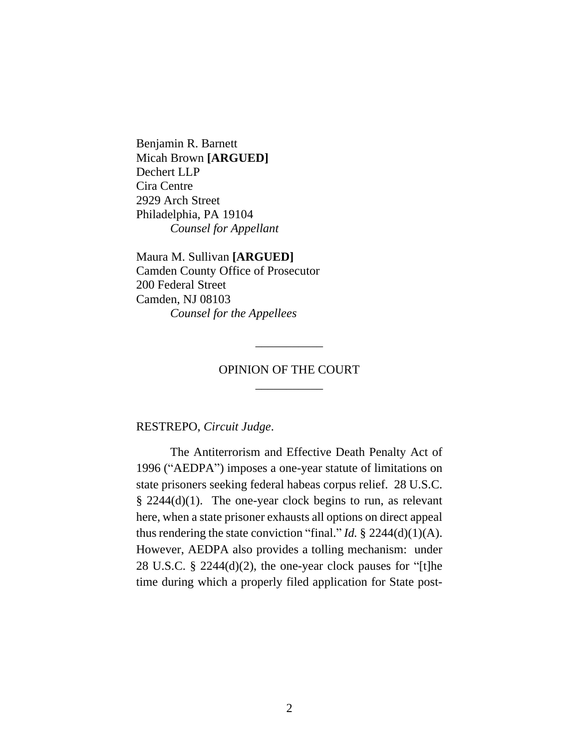Benjamin R. Barnett
Micah Brown **[ARGUED]**
Dechert LLP
Cira Centre
2929 Arch Street
Philadelphia, PA 19104
*Counsel for Appellant*

Maura M. Sullivan **[ARGUED]**
Camden County Office of Prosecutor
200 Federal Street
Camden, NJ 08103
*Counsel for the Appellees*

---

OPINION OF THE COURT

---

RESTREPO, *Circuit Judge*.

The Antiterrorism and Effective Death Penalty Act of 1996 ("AEDPA") imposes a one-year statute of limitations on state prisoners seeking federal habeas corpus relief. 28 U.S.C. § 2244(d)(1). The one-year clock begins to run, as relevant here, when a state prisoner exhausts all options on direct appeal thus rendering the state conviction "final." *Id.* § 2244(d)(1)(A). However, AEDPA also provides a tolling mechanism: under 28 U.S.C. § 2244(d)(2), the one-year clock pauses for "[t]he time during which a properly filed application for State post-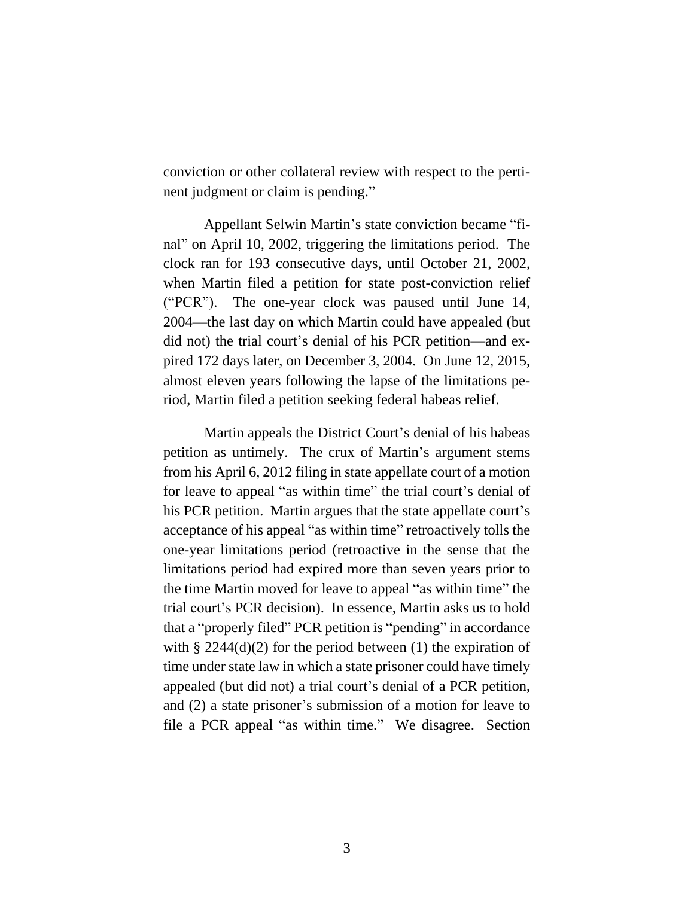conviction or other collateral review with respect to the pertinent judgment or claim is pending."

Appellant Selwin Martin's state conviction became "final" on April 10, 2002, triggering the limitations period. The clock ran for 193 consecutive days, until October 21, 2002, when Martin filed a petition for state post-conviction relief ("PCR"). The one-year clock was paused until June 14, 2004—the last day on which Martin could have appealed (but did not) the trial court's denial of his PCR petition—and expired 172 days later, on December 3, 2004. On June 12, 2015, almost eleven years following the lapse of the limitations period, Martin filed a petition seeking federal habeas relief.

Martin appeals the District Court's denial of his habeas petition as untimely. The crux of Martin's argument stems from his April 6, 2012 filing in state appellate court of a motion for leave to appeal "as within time" the trial court's denial of his PCR petition. Martin argues that the state appellate court's acceptance of his appeal "as within time" retroactively tolls the one-year limitations period (retroactive in the sense that the limitations period had expired more than seven years prior to the time Martin moved for leave to appeal "as within time" the trial court's PCR decision). In essence, Martin asks us to hold that a "properly filed" PCR petition is "pending" in accordance with § 2244(d)(2) for the period between (1) the expiration of time under state law in which a state prisoner could have timely appealed (but did not) a trial court's denial of a PCR petition, and (2) a state prisoner's submission of a motion for leave to file a PCR appeal "as within time." We disagree. Section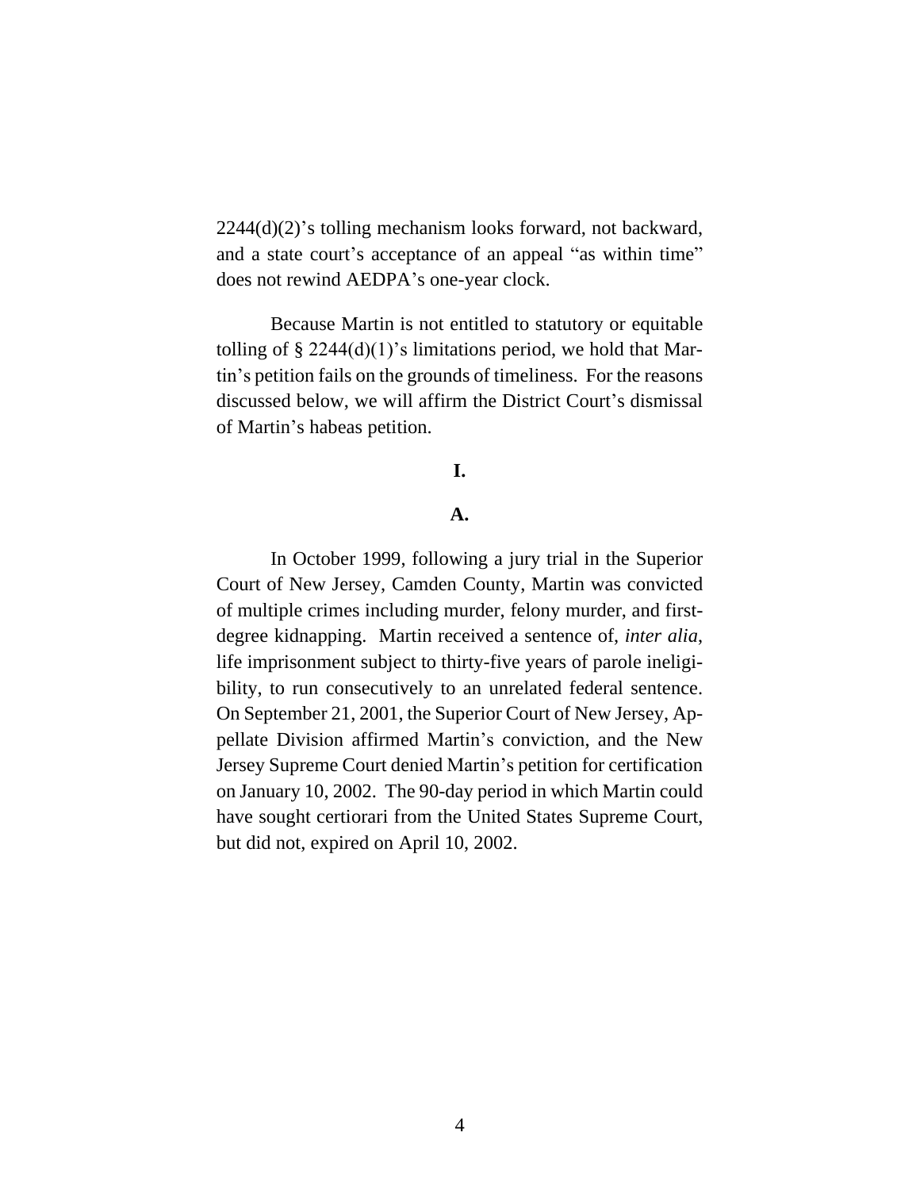2244(d)(2)'s tolling mechanism looks forward, not backward, and a state court's acceptance of an appeal "as within time" does not rewind AEDPA's one-year clock.

Because Martin is not entitled to statutory or equitable tolling of § 2244(d)(1)'s limitations period, we hold that Martin's petition fails on the grounds of timeliness. For the reasons discussed below, we will affirm the District Court's dismissal of Martin's habeas petition.

## I.

### A.

In October 1999, following a jury trial in the Superior Court of New Jersey, Camden County, Martin was convicted of multiple crimes including murder, felony murder, and first-degree kidnapping. Martin received a sentence of, *inter alia*, life imprisonment subject to thirty-five years of parole ineligibility, to run consecutively to an unrelated federal sentence. On September 21, 2001, the Superior Court of New Jersey, Appellate Division affirmed Martin's conviction, and the New Jersey Supreme Court denied Martin's petition for certification on January 10, 2002. The 90-day period in which Martin could have sought certiorari from the United States Supreme Court, but did not, expired on April 10, 2002.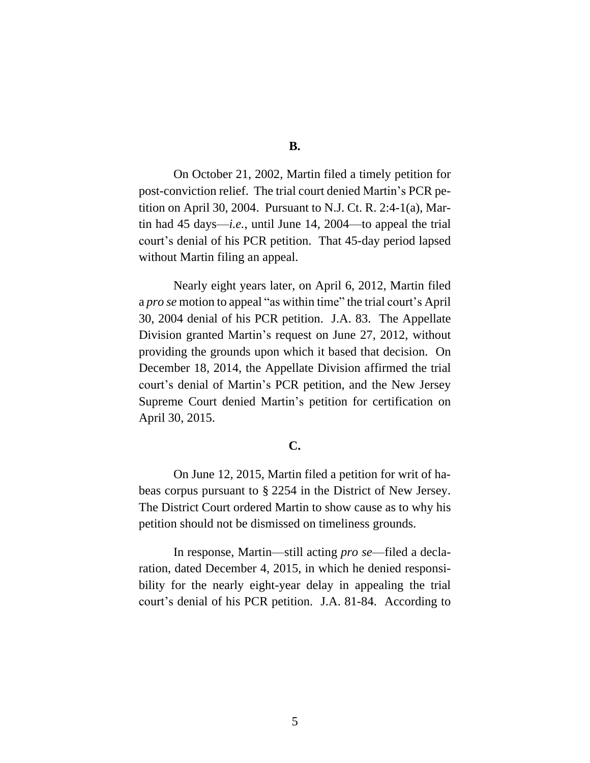**B.**

On October 21, 2002, Martin filed a timely petition for post-conviction relief. The trial court denied Martin's PCR petition on April 30, 2004. Pursuant to N.J. Ct. R. 2:4-1(a), Martin had 45 days—*i.e.*, until June 14, 2004—to appeal the trial court's denial of his PCR petition. That 45-day period lapsed without Martin filing an appeal.

Nearly eight years later, on April 6, 2012, Martin filed a *pro se* motion to appeal "as within time" the trial court's April 30, 2004 denial of his PCR petition. J.A. 83. The Appellate Division granted Martin's request on June 27, 2012, without providing the grounds upon which it based that decision. On December 18, 2014, the Appellate Division affirmed the trial court's denial of Martin's PCR petition, and the New Jersey Supreme Court denied Martin's petition for certification on April 30, 2015.

**C.**

On June 12, 2015, Martin filed a petition for writ of habeas corpus pursuant to § 2254 in the District of New Jersey. The District Court ordered Martin to show cause as to why his petition should not be dismissed on timeliness grounds.

In response, Martin—still acting *pro se*—filed a declaration, dated December 4, 2015, in which he denied responsibility for the nearly eight-year delay in appealing the trial court's denial of his PCR petition. J.A. 81-84. According to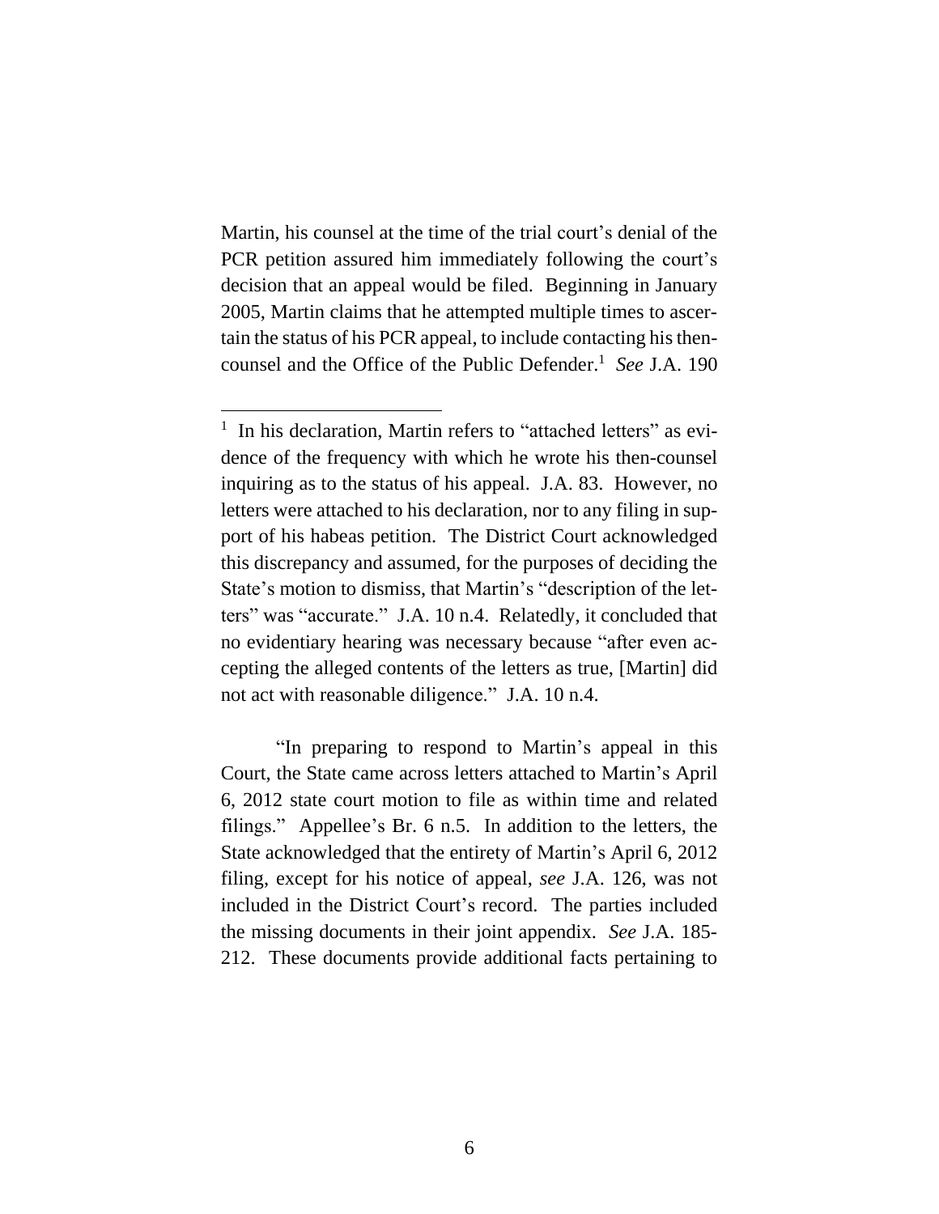Martin, his counsel at the time of the trial court's denial of the PCR petition assured him immediately following the court's decision that an appeal would be filed. Beginning in January 2005, Martin claims that he attempted multiple times to ascertain the status of his PCR appeal, to include contacting his then-counsel and the Office of the Public Defender.[1] *See* J.A. 190

[1] In his declaration, Martin refers to "attached letters" as evidence of the frequency with which he wrote his then-counsel inquiring as to the status of his appeal. J.A. 83. However, no letters were attached to his declaration, nor to any filing in support of his habeas petition. The District Court acknowledged this discrepancy and assumed, for the purposes of deciding the State's motion to dismiss, that Martin's "description of the letters" was "accurate." J.A. 10 n.4. Relatedly, it concluded that no evidentiary hearing was necessary because "after even accepting the alleged contents of the letters as true, [Martin] did not act with reasonable diligence." J.A. 10 n.4.

"In preparing to respond to Martin's appeal in this Court, the State came across letters attached to Martin's April 6, 2012 state court motion to file as within time and related filings." Appellee's Br. 6 n.5. In addition to the letters, the State acknowledged that the entirety of Martin's April 6, 2012 filing, except for his notice of appeal, *see* J.A. 126, was not included in the District Court's record. The parties included the missing documents in their joint appendix. *See* J.A. 185-212. These documents provide additional facts pertaining to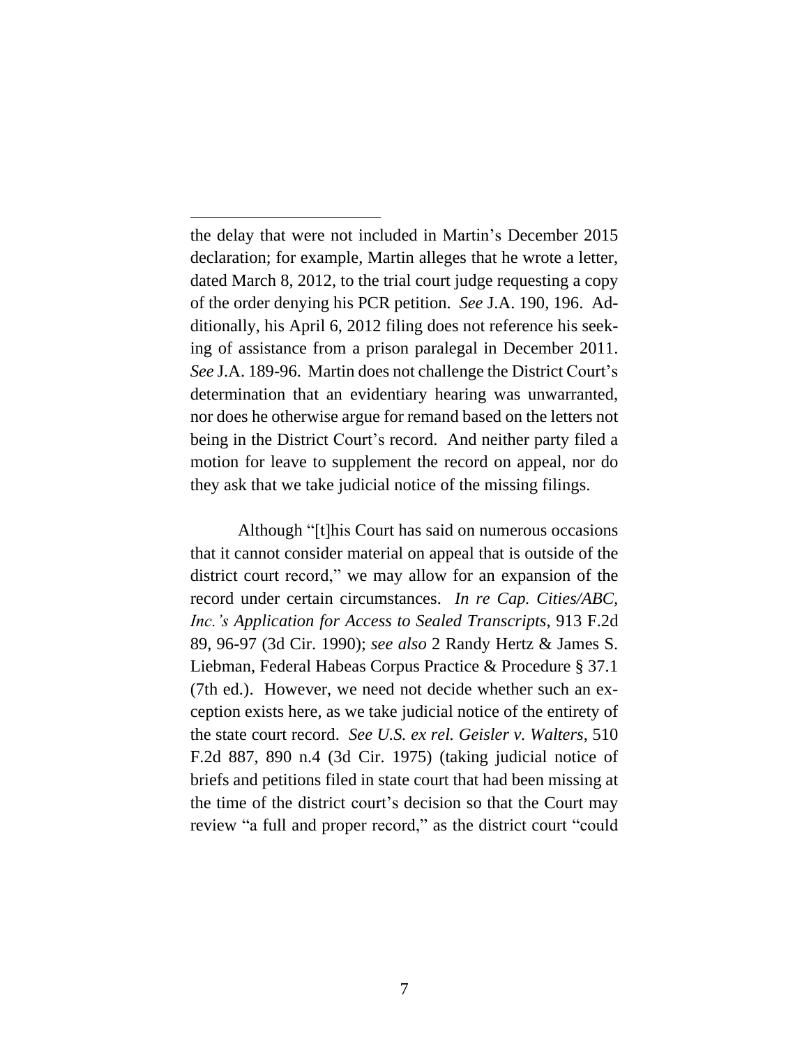the delay that were not included in Martin's December 2015 declaration; for example, Martin alleges that he wrote a letter, dated March 8, 2012, to the trial court judge requesting a copy of the order denying his PCR petition. *See* J.A. 190, 196. Additionally, his April 6, 2012 filing does not reference his seeking of assistance from a prison paralegal in December 2011. *See* J.A. 189-96. Martin does not challenge the District Court's determination that an evidentiary hearing was unwarranted, nor does he otherwise argue for remand based on the letters not being in the District Court's record. And neither party filed a motion for leave to supplement the record on appeal, nor do they ask that we take judicial notice of the missing filings.

Although "[t]his Court has said on numerous occasions that it cannot consider material on appeal that is outside of the district court record," we may allow for an expansion of the record under certain circumstances. *In re Cap. Cities/ABC, Inc.'s Application for Access to Sealed Transcripts*, 913 F.2d 89, 96-97 (3d Cir. 1990); *see also* 2 Randy Hertz & James S. Liebman, Federal Habeas Corpus Practice & Procedure § 37.1 (7th ed.). However, we need not decide whether such an exception exists here, as we take judicial notice of the entirety of the state court record. *See U.S. ex rel. Geisler v. Walters*, 510 F.2d 887, 890 n.4 (3d Cir. 1975) (taking judicial notice of briefs and petitions filed in state court that had been missing at the time of the district court's decision so that the Court may review "a full and proper record," as the district court "could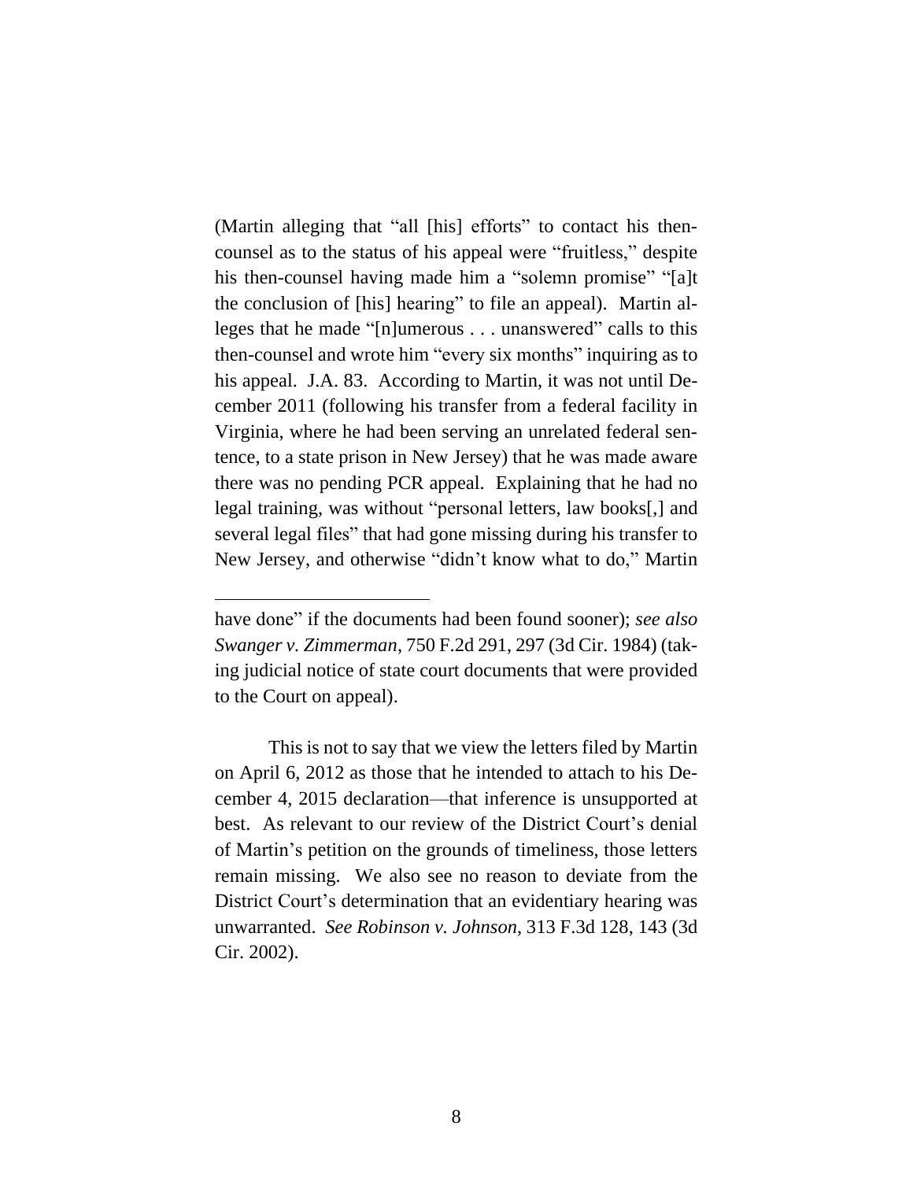(Martin alleging that "all [his] efforts" to contact his then-counsel as to the status of his appeal were "fruitless," despite his then-counsel having made him a "solemn promise" "[a]t the conclusion of [his] hearing" to file an appeal). Martin alleges that he made "[n]umerous . . . unanswered" calls to this then-counsel and wrote him "every six months" inquiring as to his appeal. J.A. 83. According to Martin, it was not until December 2011 (following his transfer from a federal facility in Virginia, where he had been serving an unrelated federal sentence, to a state prison in New Jersey) that he was made aware there was no pending PCR appeal. Explaining that he had no legal training, was without "personal letters, law books[,] and several legal files" that had gone missing during his transfer to New Jersey, and otherwise "didn't know what to do," Martin

---

have done" if the documents had been found sooner); *see also Swanger v. Zimmerman*, 750 F.2d 291, 297 (3d Cir. 1984) (taking judicial notice of state court documents that were provided to the Court on appeal).

This is not to say that we view the letters filed by Martin on April 6, 2012 as those that he intended to attach to his December 4, 2015 declaration—that inference is unsupported at best. As relevant to our review of the District Court's denial of Martin's petition on the grounds of timeliness, those letters remain missing. We also see no reason to deviate from the District Court's determination that an evidentiary hearing was unwarranted. *See Robinson v. Johnson*, 313 F.3d 128, 143 (3d Cir. 2002).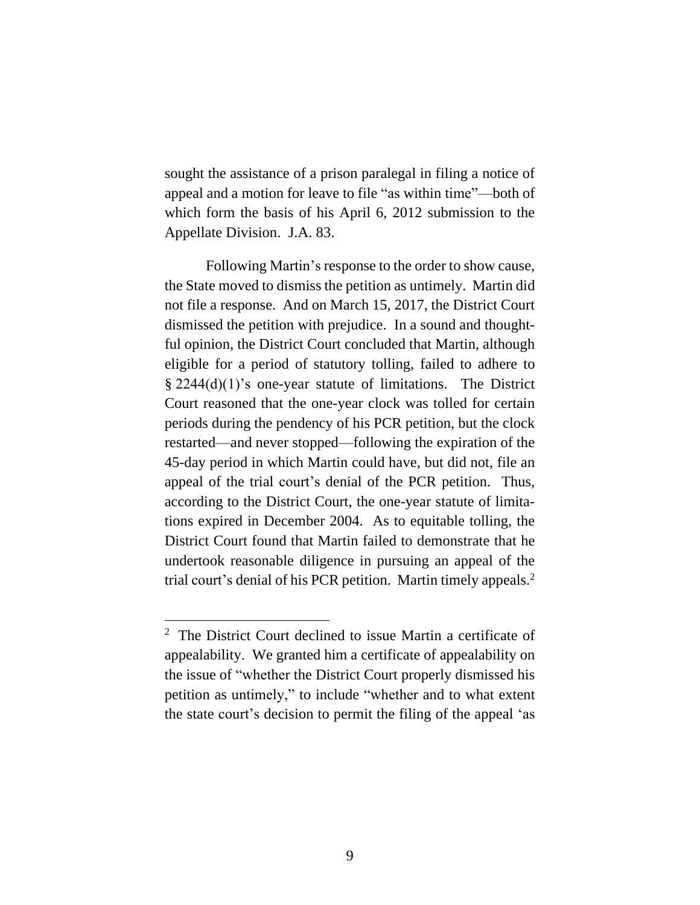sought the assistance of a prison paralegal in filing a notice of appeal and a motion for leave to file "as within time"—both of which form the basis of his April 6, 2012 submission to the Appellate Division. J.A. 83.

Following Martin's response to the order to show cause, the State moved to dismiss the petition as untimely. Martin did not file a response. And on March 15, 2017, the District Court dismissed the petition with prejudice. In a sound and thoughtful opinion, the District Court concluded that Martin, although eligible for a period of statutory tolling, failed to adhere to § 2244(d)(1)'s one-year statute of limitations. The District Court reasoned that the one-year clock was tolled for certain periods during the pendency of his PCR petition, but the clock restarted—and never stopped—following the expiration of the 45-day period in which Martin could have, but did not, file an appeal of the trial court's denial of the PCR petition. Thus, according to the District Court, the one-year statute of limitations expired in December 2004. As to equitable tolling, the District Court found that Martin failed to demonstrate that he undertook reasonable diligence in pursuing an appeal of the trial court's denial of his PCR petition. Martin timely appeals.[2]

[2] The District Court declined to issue Martin a certificate of appealability. We granted him a certificate of appealability on the issue of "whether the District Court properly dismissed his petition as untimely," to include "whether and to what extent the state court's decision to permit the filing of the appeal 'as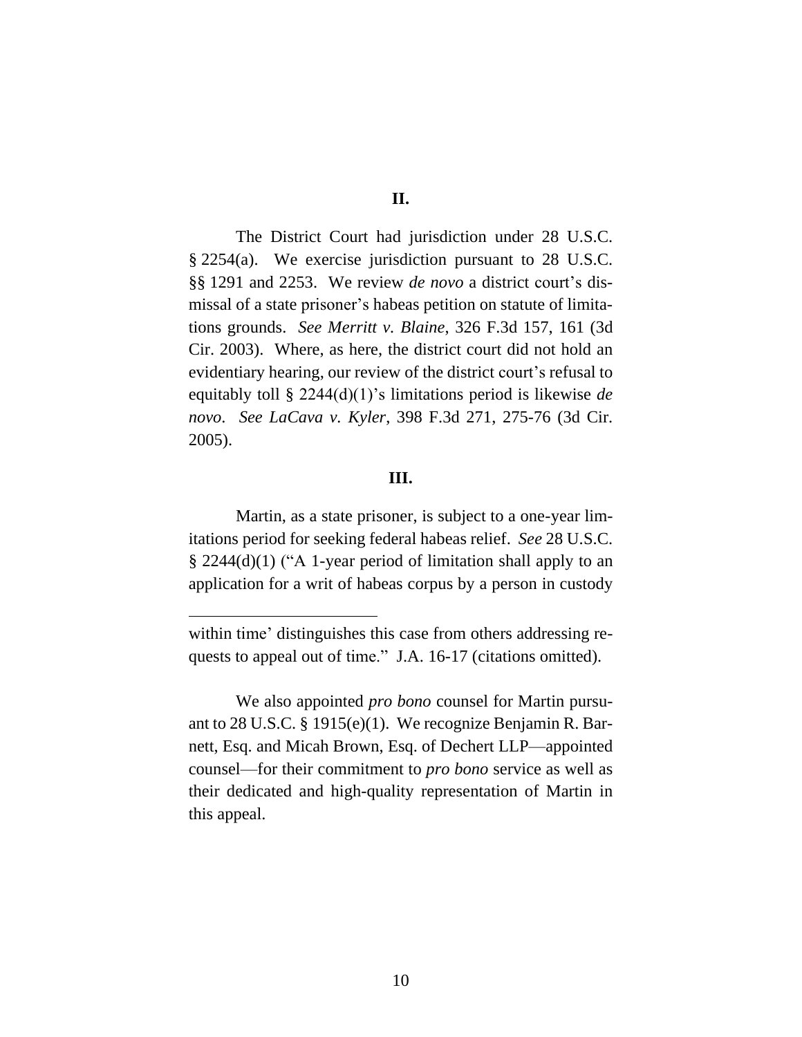## II.

The District Court had jurisdiction under 28 U.S.C. § 2254(a). We exercise jurisdiction pursuant to 28 U.S.C. §§ 1291 and 2253. We review *de novo* a district court's dismissal of a state prisoner's habeas petition on statute of limitations grounds. *See Merritt v. Blaine*, 326 F.3d 157, 161 (3d Cir. 2003). Where, as here, the district court did not hold an evidentiary hearing, our review of the district court's refusal to equitably toll § 2244(d)(1)'s limitations period is likewise *de novo*. *See LaCava v. Kyler*, 398 F.3d 271, 275-76 (3d Cir. 2005).

## III.

Martin, as a state prisoner, is subject to a one-year limitations period for seeking federal habeas relief. *See* 28 U.S.C. § 2244(d)(1) ("A 1-year period of limitation shall apply to an application for a writ of habeas corpus by a person in custody

---

within time' distinguishes this case from others addressing requests to appeal out of time." J.A. 16-17 (citations omitted).

We also appointed *pro bono* counsel for Martin pursuant to 28 U.S.C. § 1915(e)(1). We recognize Benjamin R. Barnett, Esq. and Micah Brown, Esq. of Dechert LLP—appointed counsel—for their commitment to *pro bono* service as well as their dedicated and high-quality representation of Martin in this appeal.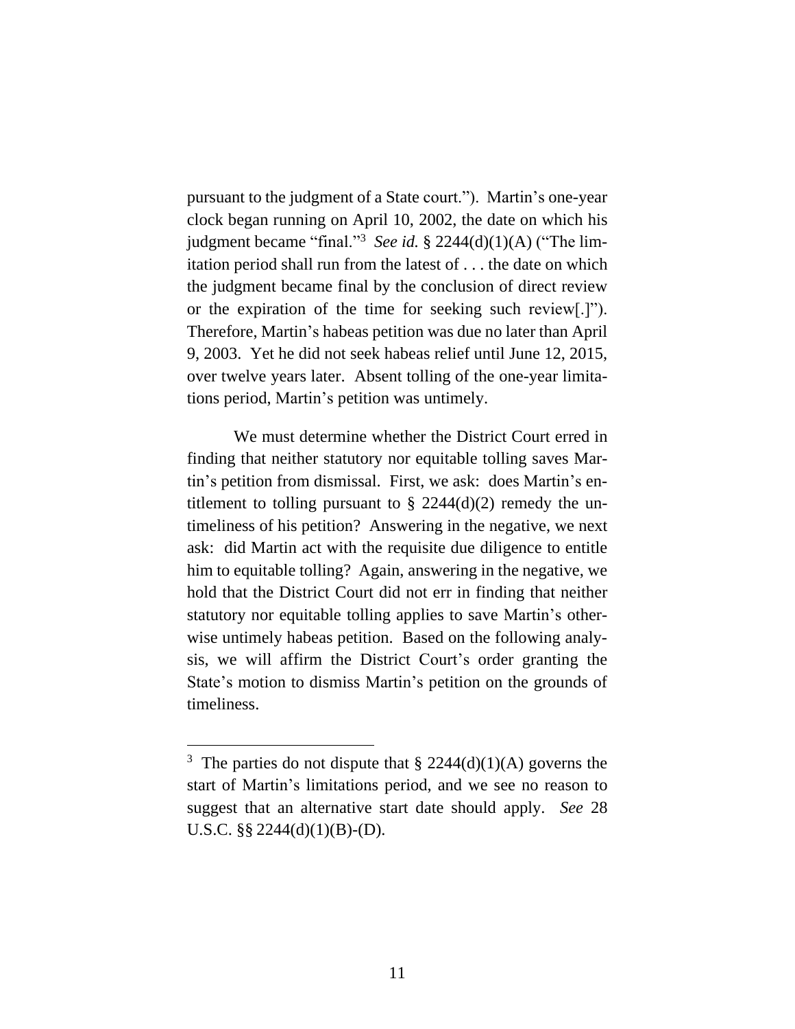pursuant to the judgment of a State court."). Martin's one-year clock began running on April 10, 2002, the date on which his judgment became "final."[3] *See id.* § 2244(d)(1)(A) ("The limitation period shall run from the latest of . . . the date on which the judgment became final by the conclusion of direct review or the expiration of the time for seeking such review[.]"). Therefore, Martin's habeas petition was due no later than April 9, 2003. Yet he did not seek habeas relief until June 12, 2015, over twelve years later. Absent tolling of the one-year limitations period, Martin's petition was untimely.

We must determine whether the District Court erred in finding that neither statutory nor equitable tolling saves Martin's petition from dismissal. First, we ask: does Martin's entitlement to tolling pursuant to § 2244(d)(2) remedy the untimeliness of his petition? Answering in the negative, we next ask: did Martin act with the requisite due diligence to entitle him to equitable tolling? Again, answering in the negative, we hold that the District Court did not err in finding that neither statutory nor equitable tolling applies to save Martin's otherwise untimely habeas petition. Based on the following analysis, we will affirm the District Court's order granting the State's motion to dismiss Martin's petition on the grounds of timeliness.

---

[3] The parties do not dispute that § 2244(d)(1)(A) governs the start of Martin's limitations period, and we see no reason to suggest that an alternative start date should apply. *See* 28 U.S.C. §§ 2244(d)(1)(B)-(D).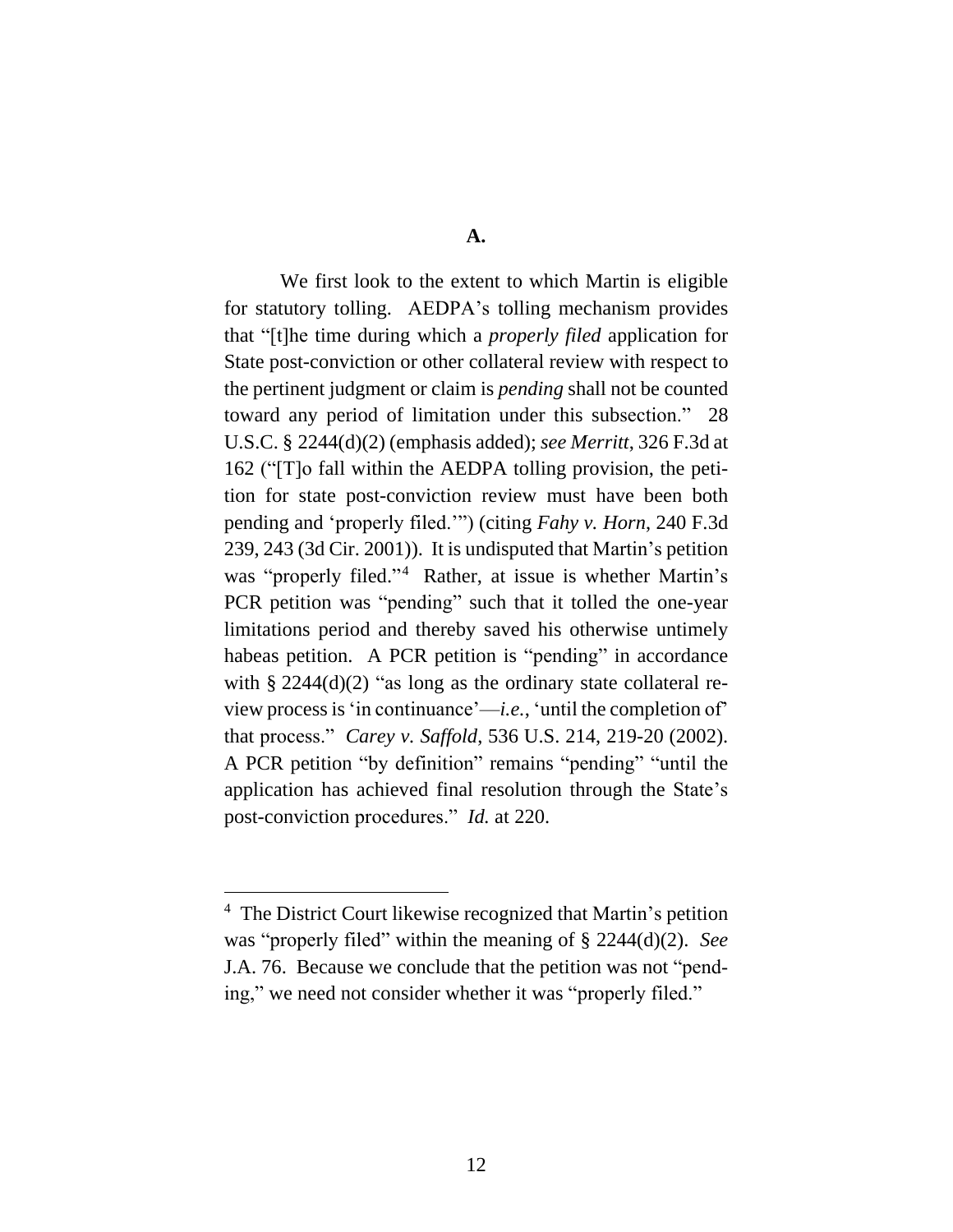### A.

We first look to the extent to which Martin is eligible for statutory tolling. AEDPA's tolling mechanism provides that "[t]he time during which a *properly filed* application for State post-conviction or other collateral review with respect to the pertinent judgment or claim is *pending* shall not be counted toward any period of limitation under this subsection." 28 U.S.C. § 2244(d)(2) (emphasis added); *see Merritt*, 326 F.3d at 162 ("[T]o fall within the AEDPA tolling provision, the petition for state post-conviction review must have been both pending and 'properly filed.'") (citing *Fahy v. Horn*, 240 F.3d 239, 243 (3d Cir. 2001)). It is undisputed that Martin's petition was "properly filed."[4] Rather, at issue is whether Martin's PCR petition was "pending" such that it tolled the one-year limitations period and thereby saved his otherwise untimely habeas petition. A PCR petition is "pending" in accordance with § 2244(d)(2) "as long as the ordinary state collateral review process is 'in continuance'—*i.e.*, 'until the completion of' that process." *Carey v. Saffold*, 536 U.S. 214, 219-20 (2002). A PCR petition "by definition" remains "pending" "until the application has achieved final resolution through the State's post-conviction procedures." *Id.* at 220.

---

[4] The District Court likewise recognized that Martin's petition was "properly filed" within the meaning of § 2244(d)(2). *See* J.A. 76. Because we conclude that the petition was not "pending," we need not consider whether it was "properly filed."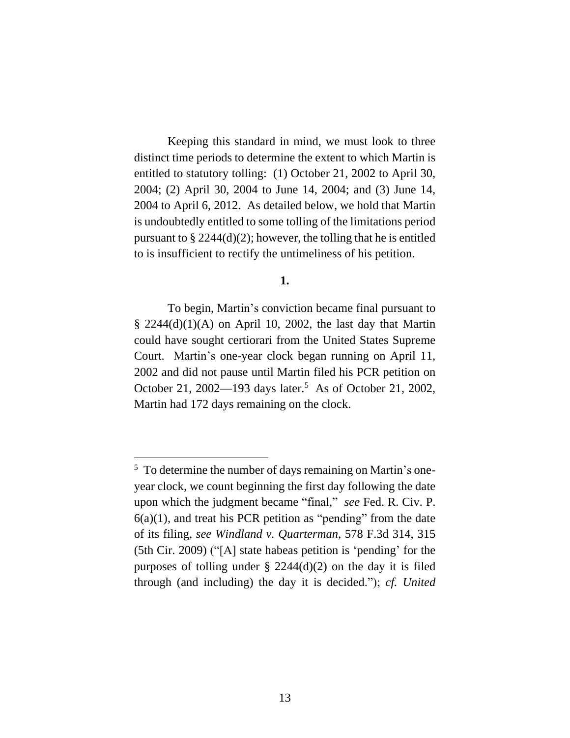Keeping this standard in mind, we must look to three distinct time periods to determine the extent to which Martin is entitled to statutory tolling: (1) October 21, 2002 to April 30, 2004; (2) April 30, 2004 to June 14, 2004; and (3) June 14, 2004 to April 6, 2012. As detailed below, we hold that Martin is undoubtedly entitled to some tolling of the limitations period pursuant to § 2244(d)(2); however, the tolling that he is entitled to is insufficient to rectify the untimeliness of his petition.

**1.**

To begin, Martin's conviction became final pursuant to § 2244(d)(1)(A) on April 10, 2002, the last day that Martin could have sought certiorari from the United States Supreme Court. Martin's one-year clock began running on April 11, 2002 and did not pause until Martin filed his PCR petition on October 21, 2002—193 days later.[5] As of October 21, 2002, Martin had 172 days remaining on the clock.

---

[5] To determine the number of days remaining on Martin's one-year clock, we count beginning the first day following the date upon which the judgment became "final," *see* Fed. R. Civ. P. 6(a)(1), and treat his PCR petition as "pending" from the date of its filing, *see Windland v. Quarterman*, 578 F.3d 314, 315 (5th Cir. 2009) ("[A] state habeas petition is 'pending' for the purposes of tolling under § 2244(d)(2) on the day it is filed through (and including) the day it is decided."); *cf. United*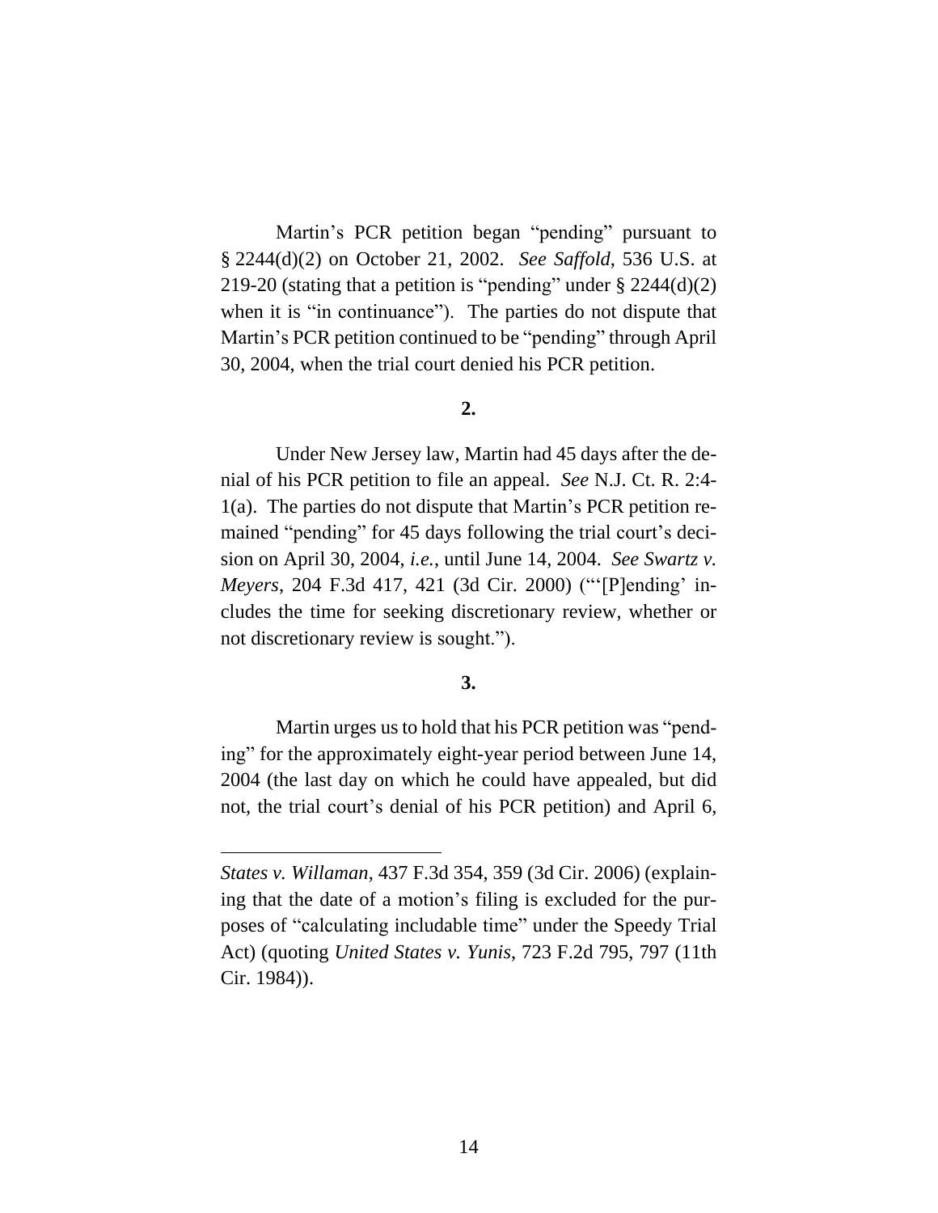Martin's PCR petition began "pending" pursuant to § 2244(d)(2) on October 21, 2002. *See Saffold*, 536 U.S. at 219-20 (stating that a petition is "pending" under § 2244(d)(2) when it is "in continuance"). The parties do not dispute that Martin's PCR petition continued to be "pending" through April 30, 2004, when the trial court denied his PCR petition.

**2.**

Under New Jersey law, Martin had 45 days after the denial of his PCR petition to file an appeal. *See* N.J. Ct. R. 2:4-1(a). The parties do not dispute that Martin's PCR petition remained "pending" for 45 days following the trial court's decision on April 30, 2004, *i.e.*, until June 14, 2004. *See Swartz v. Meyers*, 204 F.3d 417, 421 (3d Cir. 2000) ("'[P]ending' includes the time for seeking discretionary review, whether or not discretionary review is sought.").

**3.**

Martin urges us to hold that his PCR petition was "pending" for the approximately eight-year period between June 14, 2004 (the last day on which he could have appealed, but did not, the trial court's denial of his PCR petition) and April 6,

---

*States v. Willaman*, 437 F.3d 354, 359 (3d Cir. 2006) (explaining that the date of a motion's filing is excluded for the purposes of "calculating includable time" under the Speedy Trial Act) (quoting *United States v. Yunis*, 723 F.2d 795, 797 (11th Cir. 1984)).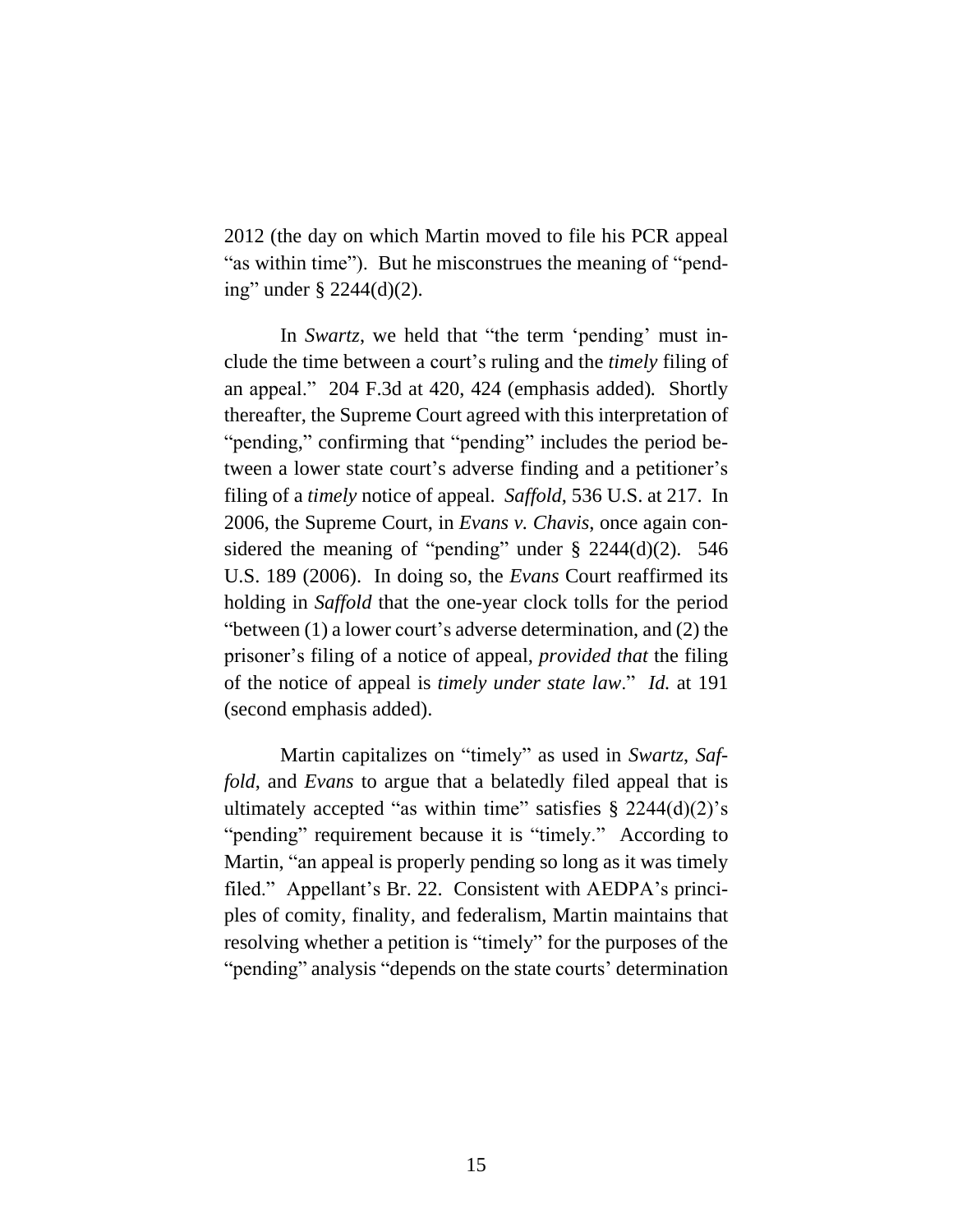2012 (the day on which Martin moved to file his PCR appeal "as within time"). But he misconstrues the meaning of "pending" under § 2244(d)(2).

In *Swartz*, we held that "the term 'pending' must include the time between a court's ruling and the *timely* filing of an appeal." 204 F.3d at 420, 424 (emphasis added). Shortly thereafter, the Supreme Court agreed with this interpretation of "pending," confirming that "pending" includes the period between a lower state court's adverse finding and a petitioner's filing of a *timely* notice of appeal. *Saffold*, 536 U.S. at 217. In 2006, the Supreme Court, in *Evans v. Chavis*, once again considered the meaning of "pending" under § 2244(d)(2). 546 U.S. 189 (2006). In doing so, the *Evans* Court reaffirmed its holding in *Saffold* that the one-year clock tolls for the period "between (1) a lower court's adverse determination, and (2) the prisoner's filing of a notice of appeal, *provided that* the filing of the notice of appeal is *timely under state law*." *Id.* at 191 (second emphasis added).

Martin capitalizes on "timely" as used in *Swartz*, *Saffold*, and *Evans* to argue that a belatedly filed appeal that is ultimately accepted "as within time" satisfies § 2244(d)(2)'s "pending" requirement because it is "timely." According to Martin, "an appeal is properly pending so long as it was timely filed." Appellant's Br. 22. Consistent with AEDPA's principles of comity, finality, and federalism, Martin maintains that resolving whether a petition is "timely" for the purposes of the "pending" analysis "depends on the state courts' determination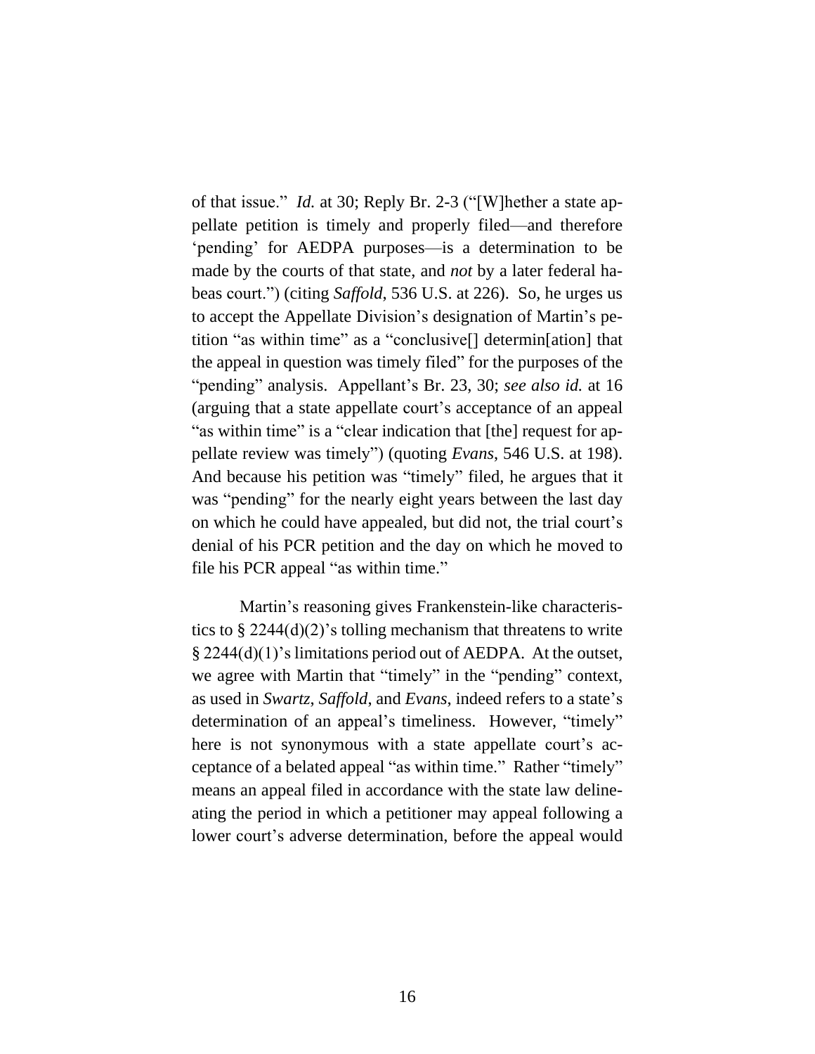of that issue." *Id.* at 30; Reply Br. 2-3 ("[W]hether a state appellate petition is timely and properly filed—and therefore 'pending' for AEDPA purposes—is a determination to be made by the courts of that state, and *not* by a later federal habeas court.") (citing *Saffold*, 536 U.S. at 226). So, he urges us to accept the Appellate Division's designation of Martin's petition "as within time" as a "conclusive[] determin[ation] that the appeal in question was timely filed" for the purposes of the "pending" analysis. Appellant's Br. 23, 30; *see also id.* at 16 (arguing that a state appellate court's acceptance of an appeal "as within time" is a "clear indication that [the] request for appellate review was timely") (quoting *Evans*, 546 U.S. at 198). And because his petition was "timely" filed, he argues that it was "pending" for the nearly eight years between the last day on which he could have appealed, but did not, the trial court's denial of his PCR petition and the day on which he moved to file his PCR appeal "as within time."

Martin's reasoning gives Frankenstein-like characteristics to § 2244(d)(2)'s tolling mechanism that threatens to write § 2244(d)(1)'s limitations period out of AEDPA. At the outset, we agree with Martin that "timely" in the "pending" context, as used in *Swartz*, *Saffold*, and *Evans*, indeed refers to a state's determination of an appeal's timeliness. However, "timely" here is not synonymous with a state appellate court's acceptance of a belated appeal "as within time." Rather "timely" means an appeal filed in accordance with the state law delineating the period in which a petitioner may appeal following a lower court's adverse determination, before the appeal would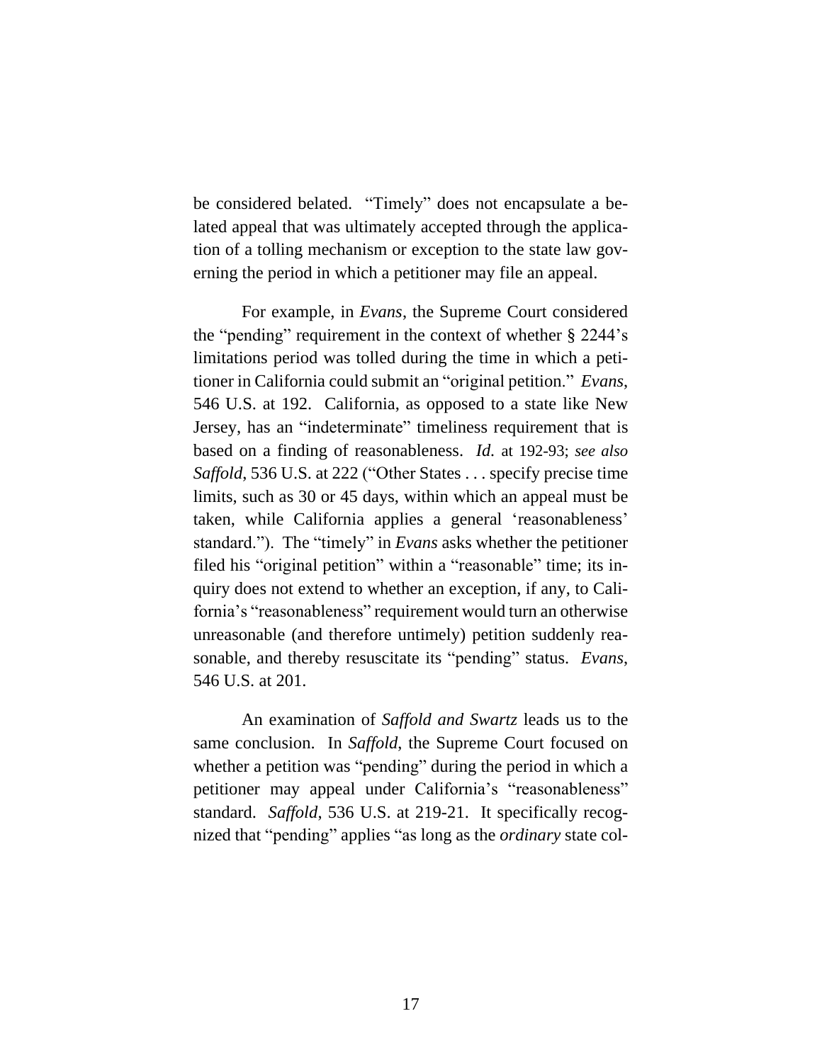be considered belated. "Timely" does not encapsulate a belated appeal that was ultimately accepted through the application of a tolling mechanism or exception to the state law governing the period in which a petitioner may file an appeal.

For example, in *Evans*, the Supreme Court considered the "pending" requirement in the context of whether § 2244's limitations period was tolled during the time in which a petitioner in California could submit an "original petition." *Evans*, 546 U.S. at 192. California, as opposed to a state like New Jersey, has an "indeterminate" timeliness requirement that is based on a finding of reasonableness. *Id.* at 192-93; *see also Saffold*, 536 U.S. at 222 ("Other States . . . specify precise time limits, such as 30 or 45 days, within which an appeal must be taken, while California applies a general 'reasonableness' standard."). The "timely" in *Evans* asks whether the petitioner filed his "original petition" within a "reasonable" time; its inquiry does not extend to whether an exception, if any, to California's "reasonableness" requirement would turn an otherwise unreasonable (and therefore untimely) petition suddenly reasonable, and thereby resuscitate its "pending" status. *Evans*, 546 U.S. at 201.

An examination of *Saffold and Swartz* leads us to the same conclusion. In *Saffold*, the Supreme Court focused on whether a petition was "pending" during the period in which a petitioner may appeal under California's "reasonableness" standard. *Saffold*, 536 U.S. at 219-21. It specifically recognized that "pending" applies "as long as the *ordinary* state col-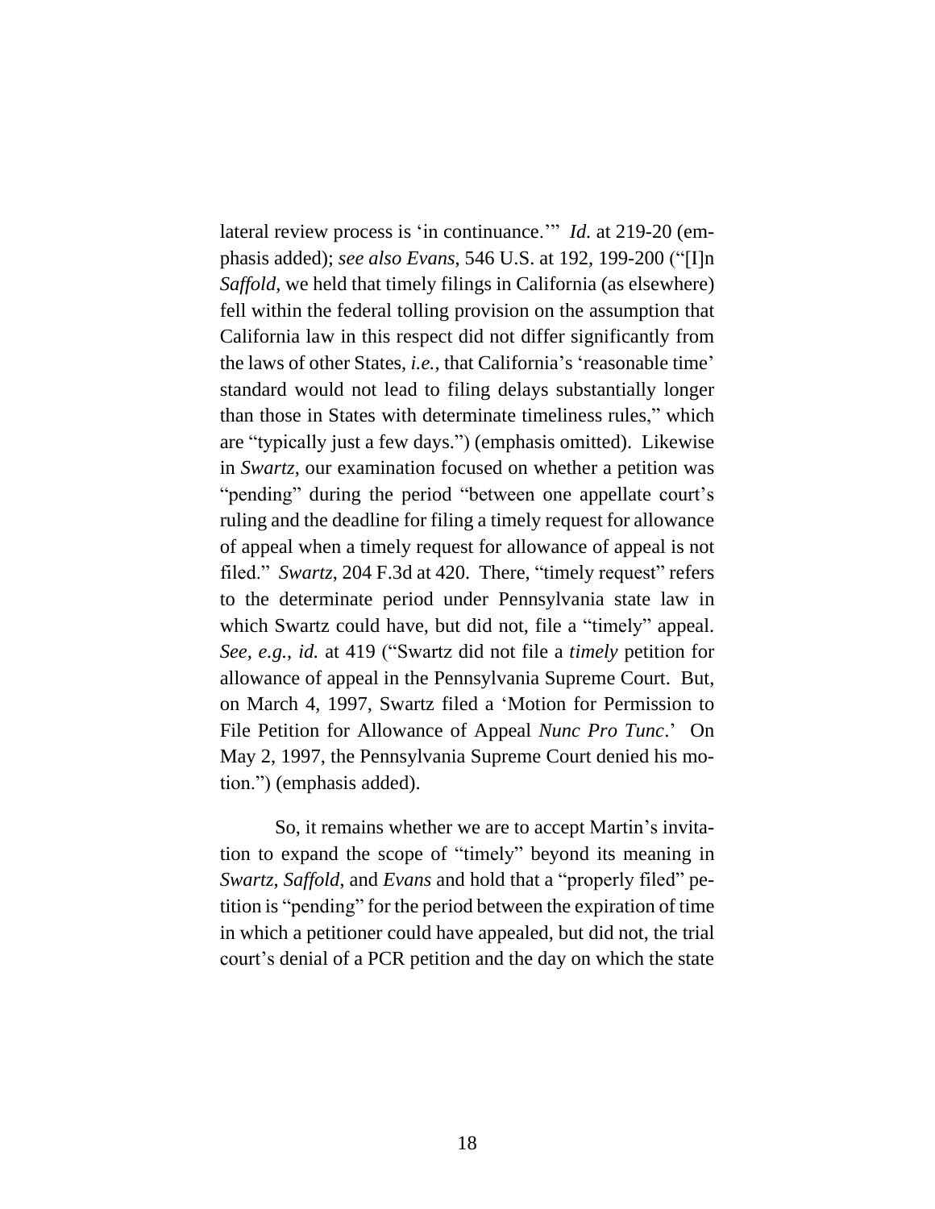lateral review process is 'in continuance.'" *Id.* at 219-20 (emphasis added); *see also Evans*, 546 U.S. at 192, 199-200 ("[I]n *Saffold*, we held that timely filings in California (as elsewhere) fell within the federal tolling provision on the assumption that California law in this respect did not differ significantly from the laws of other States, *i.e.*, that California's 'reasonable time' standard would not lead to filing delays substantially longer than those in States with determinate timeliness rules," which are "typically just a few days.") (emphasis omitted). Likewise in *Swartz*, our examination focused on whether a petition was "pending" during the period "between one appellate court's ruling and the deadline for filing a timely request for allowance of appeal when a timely request for allowance of appeal is not filed." *Swartz*, 204 F.3d at 420. There, "timely request" refers to the determinate period under Pennsylvania state law in which Swartz could have, but did not, file a "timely" appeal. *See, e.g.*, *id.* at 419 ("Swartz did not file a *timely* petition for allowance of appeal in the Pennsylvania Supreme Court. But, on March 4, 1997, Swartz filed a 'Motion for Permission to File Petition for Allowance of Appeal *Nunc Pro Tunc*.' On May 2, 1997, the Pennsylvania Supreme Court denied his motion.") (emphasis added).

So, it remains whether we are to accept Martin's invitation to expand the scope of "timely" beyond its meaning in *Swartz*, *Saffold*, and *Evans* and hold that a "properly filed" petition is "pending" for the period between the expiration of time in which a petitioner could have appealed, but did not, the trial court's denial of a PCR petition and the day on which the state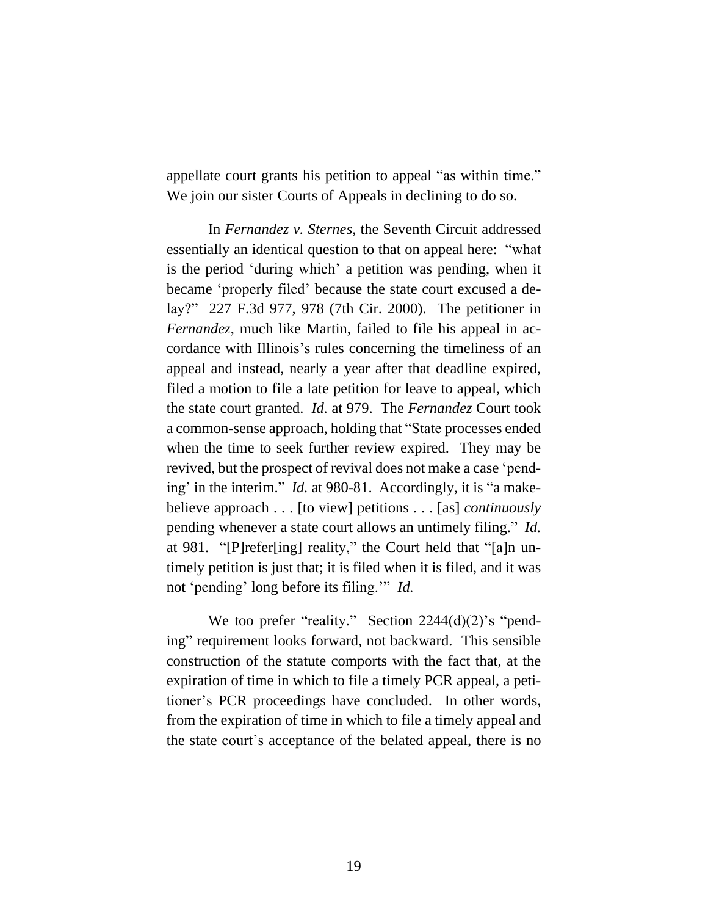appellate court grants his petition to appeal "as within time." We join our sister Courts of Appeals in declining to do so.

In *Fernandez v. Sternes*, the Seventh Circuit addressed essentially an identical question to that on appeal here: "what is the period 'during which' a petition was pending, when it became 'properly filed' because the state court excused a delay?" 227 F.3d 977, 978 (7th Cir. 2000). The petitioner in *Fernandez*, much like Martin, failed to file his appeal in accordance with Illinois's rules concerning the timeliness of an appeal and instead, nearly a year after that deadline expired, filed a motion to file a late petition for leave to appeal, which the state court granted. *Id.* at 979. The *Fernandez* Court took a common-sense approach, holding that "State processes ended when the time to seek further review expired. They may be revived, but the prospect of revival does not make a case 'pending' in the interim." *Id.* at 980-81. Accordingly, it is "a make-believe approach . . . [to view] petitions . . . [as] *continuously* pending whenever a state court allows an untimely filing." *Id.* at 981. "[P]refer[ing] reality," the Court held that "[a]n untimely petition is just that; it is filed when it is filed, and it was not 'pending' long before its filing.'" *Id.*

We too prefer "reality." Section 2244(d)(2)'s "pending" requirement looks forward, not backward. This sensible construction of the statute comports with the fact that, at the expiration of time in which to file a timely PCR appeal, a petitioner's PCR proceedings have concluded. In other words, from the expiration of time in which to file a timely appeal and the state court's acceptance of the belated appeal, there is no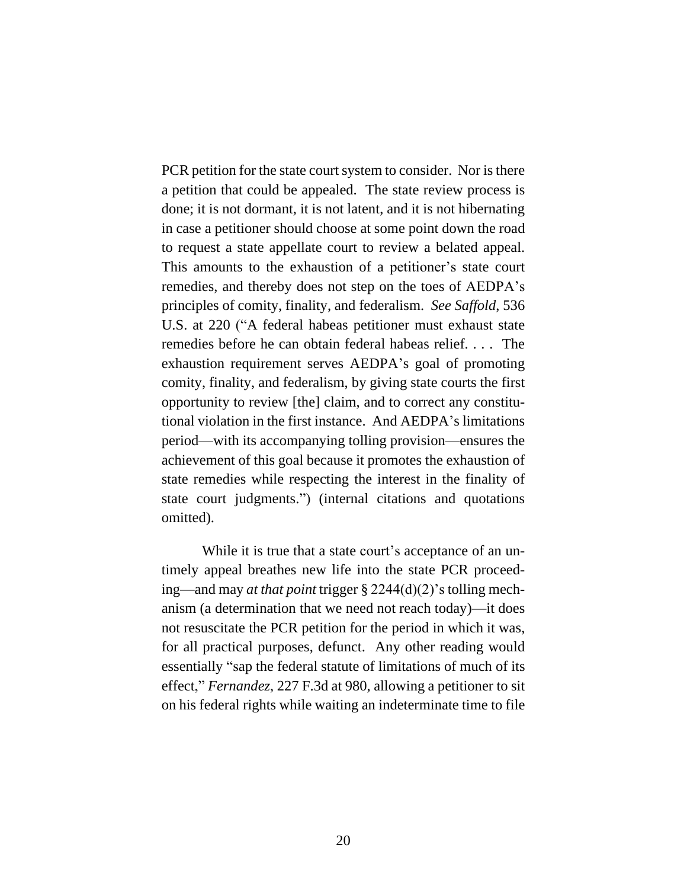PCR petition for the state court system to consider. Nor is there a petition that could be appealed. The state review process is done; it is not dormant, it is not latent, and it is not hibernating in case a petitioner should choose at some point down the road to request a state appellate court to review a belated appeal. This amounts to the exhaustion of a petitioner's state court remedies, and thereby does not step on the toes of AEDPA's principles of comity, finality, and federalism. *See Saffold*, 536 U.S. at 220 ("A federal habeas petitioner must exhaust state remedies before he can obtain federal habeas relief. . . . The exhaustion requirement serves AEDPA's goal of promoting comity, finality, and federalism, by giving state courts the first opportunity to review [the] claim, and to correct any constitutional violation in the first instance. And AEDPA's limitations period—with its accompanying tolling provision—ensures the achievement of this goal because it promotes the exhaustion of state remedies while respecting the interest in the finality of state court judgments.") (internal citations and quotations omitted).

While it is true that a state court's acceptance of an untimely appeal breathes new life into the state PCR proceeding—and may *at that point* trigger § 2244(d)(2)'s tolling mechanism (a determination that we need not reach today)—it does not resuscitate the PCR petition for the period in which it was, for all practical purposes, defunct. Any other reading would essentially "sap the federal statute of limitations of much of its effect," *Fernandez*, 227 F.3d at 980, allowing a petitioner to sit on his federal rights while waiting an indeterminate time to file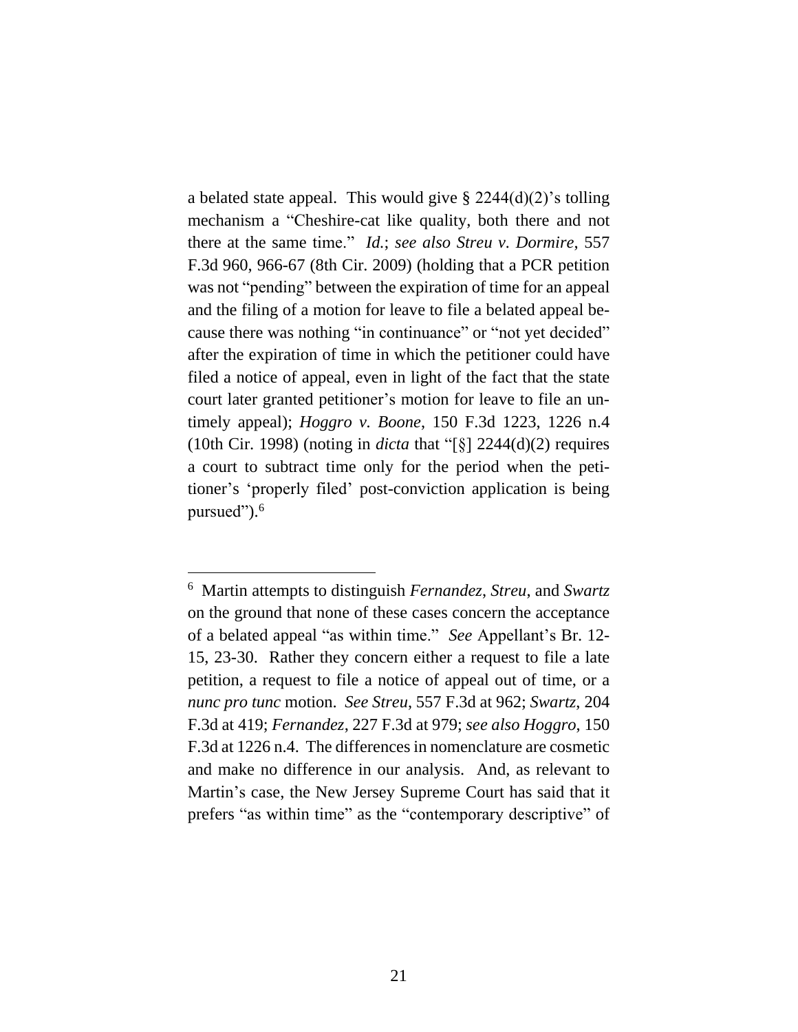a belated state appeal. This would give § 2244(d)(2)'s tolling mechanism a "Cheshire-cat like quality, both there and not there at the same time." *Id.*; *see also Streu v. Dormire*, 557 F.3d 960, 966-67 (8th Cir. 2009) (holding that a PCR petition was not "pending" between the expiration of time for an appeal and the filing of a motion for leave to file a belated appeal because there was nothing "in continuance" or "not yet decided" after the expiration of time in which the petitioner could have filed a notice of appeal, even in light of the fact that the state court later granted petitioner's motion for leave to file an untimely appeal); *Hoggro v. Boone*, 150 F.3d 1223, 1226 n.4 (10th Cir. 1998) (noting in *dicta* that "[§] 2244(d)(2) requires a court to subtract time only for the period when the petitioner's 'properly filed' post-conviction application is being pursued").[6]

---

[6] Martin attempts to distinguish *Fernandez*, *Streu*, and *Swartz* on the ground that none of these cases concern the acceptance of a belated appeal "as within time." *See* Appellant's Br. 12-15, 23-30. Rather they concern either a request to file a late petition, a request to file a notice of appeal out of time, or a *nunc pro tunc* motion. *See Streu*, 557 F.3d at 962; *Swartz*, 204 F.3d at 419; *Fernandez*, 227 F.3d at 979; *see also Hoggro*, 150 F.3d at 1226 n.4. The differences in nomenclature are cosmetic and make no difference in our analysis. And, as relevant to Martin's case, the New Jersey Supreme Court has said that it prefers "as within time" as the "contemporary descriptive" of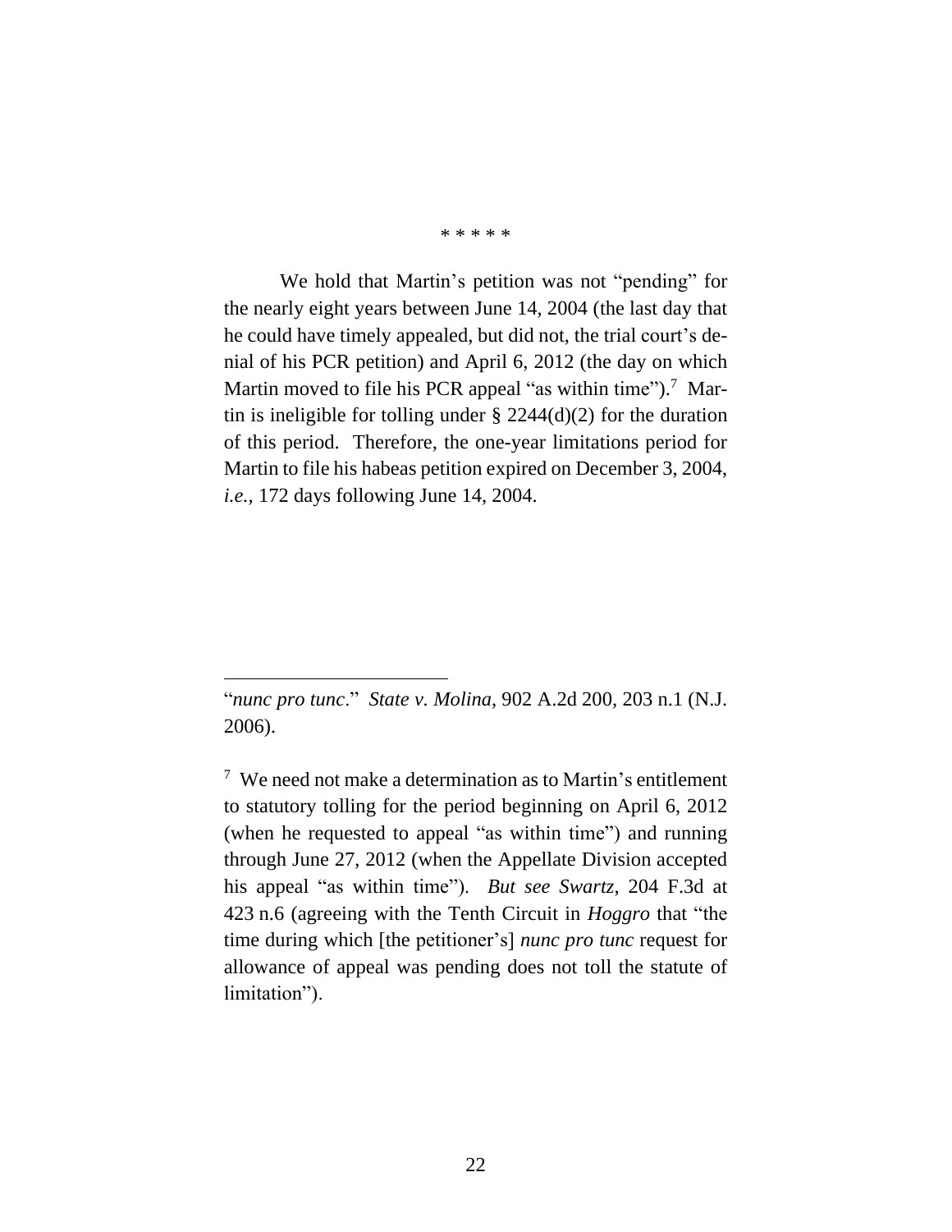\* \* \* \* \*

We hold that Martin's petition was not "pending" for the nearly eight years between June 14, 2004 (the last day that he could have timely appealed, but did not, the trial court's denial of his PCR petition) and April 6, 2012 (the day on which Martin moved to file his PCR appeal "as within time").[7] Martin is ineligible for tolling under § 2244(d)(2) for the duration of this period. Therefore, the one-year limitations period for Martin to file his habeas petition expired on December 3, 2004, *i.e.*, 172 days following June 14, 2004.

---

"*nunc pro tunc*." *State v. Molina*, 902 A.2d 200, 203 n.1 (N.J. 2006).

[7] We need not make a determination as to Martin's entitlement to statutory tolling for the period beginning on April 6, 2012 (when he requested to appeal "as within time") and running through June 27, 2012 (when the Appellate Division accepted his appeal "as within time"). *But see Swartz*, 204 F.3d at 423 n.6 (agreeing with the Tenth Circuit in *Hoggro* that "the time during which [the petitioner's] *nunc pro tunc* request for allowance of appeal was pending does not toll the statute of limitation").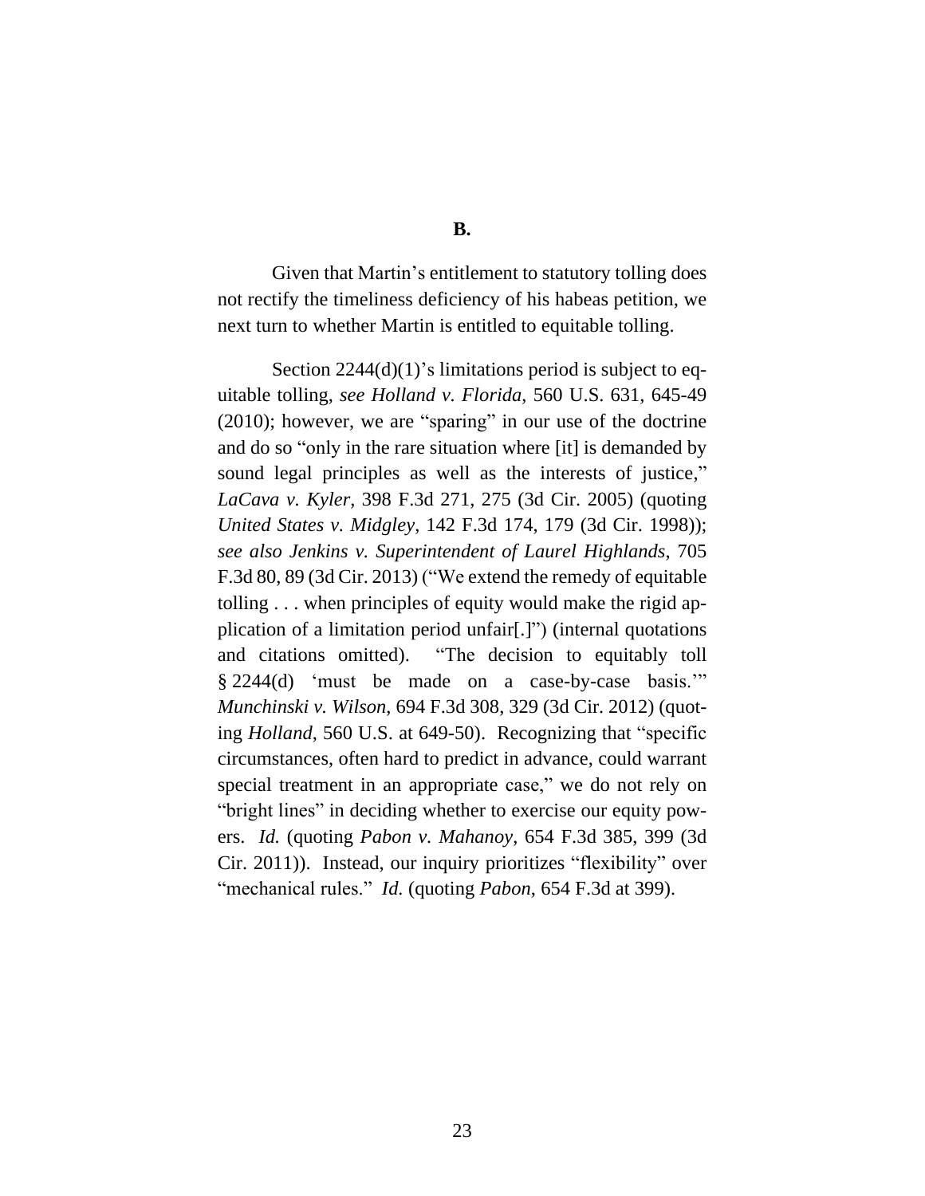### B.

Given that Martin's entitlement to statutory tolling does not rectify the timeliness deficiency of his habeas petition, we next turn to whether Martin is entitled to equitable tolling.

Section 2244(d)(1)'s limitations period is subject to equitable tolling, *see Holland v. Florida*, 560 U.S. 631, 645-49 (2010); however, we are "sparing" in our use of the doctrine and do so "only in the rare situation where [it] is demanded by sound legal principles as well as the interests of justice," *LaCava v. Kyler*, 398 F.3d 271, 275 (3d Cir. 2005) (quoting *United States v. Midgley*, 142 F.3d 174, 179 (3d Cir. 1998)); *see also Jenkins v. Superintendent of Laurel Highlands*, 705 F.3d 80, 89 (3d Cir. 2013) ("We extend the remedy of equitable tolling . . . when principles of equity would make the rigid application of a limitation period unfair[.]") (internal quotations and citations omitted). "The decision to equitably toll § 2244(d) 'must be made on a case-by-case basis.'" *Munchinski v. Wilson*, 694 F.3d 308, 329 (3d Cir. 2012) (quoting *Holland*, 560 U.S. at 649-50). Recognizing that "specific circumstances, often hard to predict in advance, could warrant special treatment in an appropriate case," we do not rely on "bright lines" in deciding whether to exercise our equity powers. *Id.* (quoting *Pabon v. Mahanoy*, 654 F.3d 385, 399 (3d Cir. 2011)). Instead, our inquiry prioritizes "flexibility" over "mechanical rules." *Id.* (quoting *Pabon*, 654 F.3d at 399).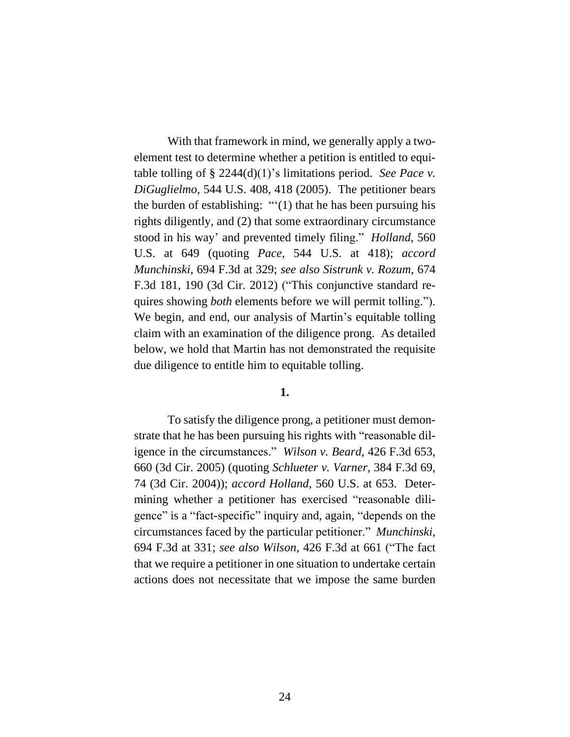With that framework in mind, we generally apply a two-element test to determine whether a petition is entitled to equitable tolling of § 2244(d)(1)'s limitations period. *See Pace v. DiGuglielmo*, 544 U.S. 408, 418 (2005). The petitioner bears the burden of establishing: "'(1) that he has been pursuing his rights diligently, and (2) that some extraordinary circumstance stood in his way' and prevented timely filing." *Holland*, 560 U.S. at 649 (quoting *Pace*, 544 U.S. at 418); *accord Munchinski*, 694 F.3d at 329; *see also Sistrunk v. Rozum*, 674 F.3d 181, 190 (3d Cir. 2012) ("This conjunctive standard requires showing *both* elements before we will permit tolling."). We begin, and end, our analysis of Martin's equitable tolling claim with an examination of the diligence prong. As detailed below, we hold that Martin has not demonstrated the requisite due diligence to entitle him to equitable tolling.

**1.**

To satisfy the diligence prong, a petitioner must demonstrate that he has been pursuing his rights with "reasonable diligence in the circumstances." *Wilson v. Beard*, 426 F.3d 653, 660 (3d Cir. 2005) (quoting *Schlueter v. Varner*, 384 F.3d 69, 74 (3d Cir. 2004)); *accord Holland*, 560 U.S. at 653. Determining whether a petitioner has exercised "reasonable diligence" is a "fact-specific" inquiry and, again, "depends on the circumstances faced by the particular petitioner." *Munchinski*, 694 F.3d at 331; *see also Wilson*, 426 F.3d at 661 ("The fact that we require a petitioner in one situation to undertake certain actions does not necessitate that we impose the same burden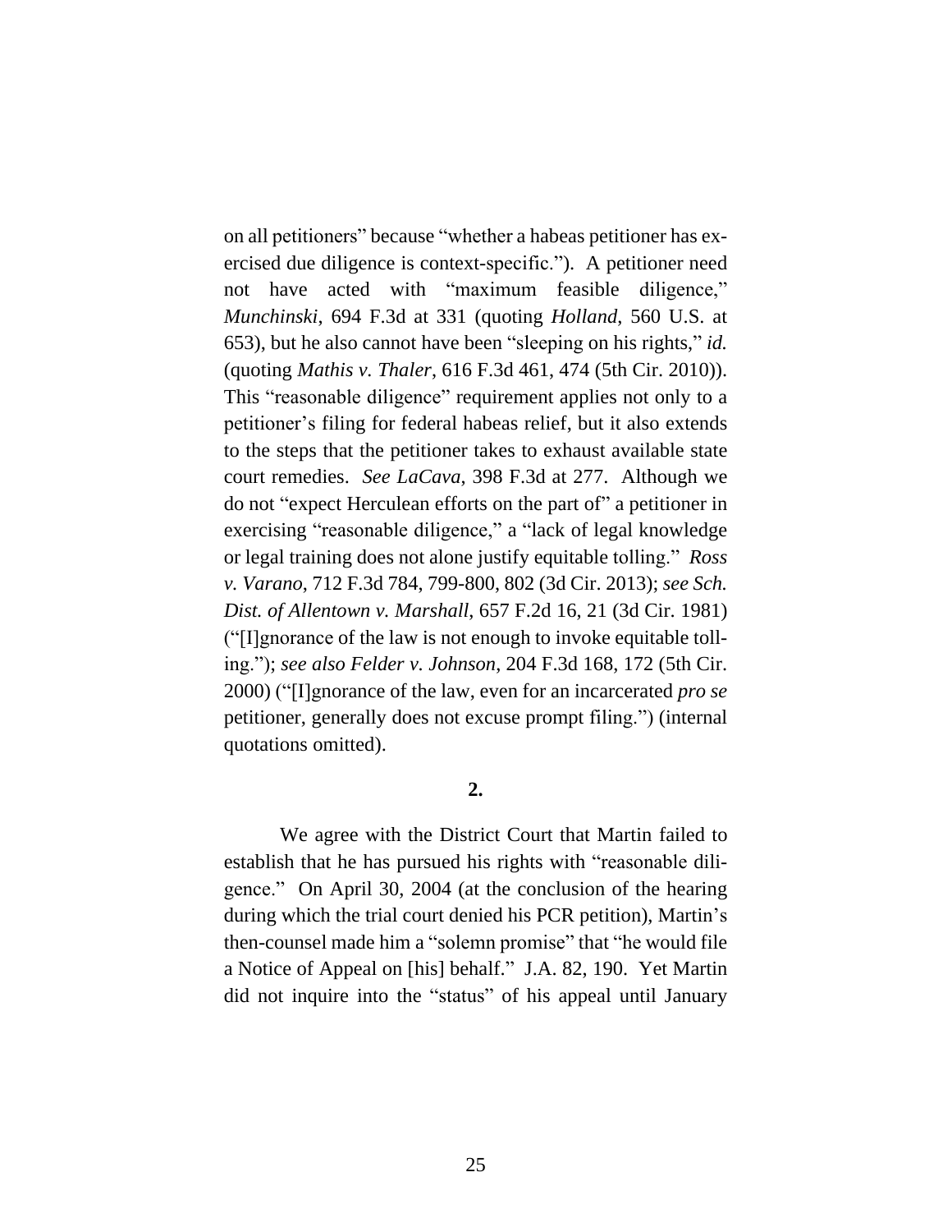on all petitioners" because "whether a habeas petitioner has exercised due diligence is context-specific."). A petitioner need not have acted with "maximum feasible diligence," *Munchinski*, 694 F.3d at 331 (quoting *Holland*, 560 U.S. at 653), but he also cannot have been "sleeping on his rights," *id.* (quoting *Mathis v. Thaler*, 616 F.3d 461, 474 (5th Cir. 2010)). This "reasonable diligence" requirement applies not only to a petitioner's filing for federal habeas relief, but it also extends to the steps that the petitioner takes to exhaust available state court remedies. *See LaCava*, 398 F.3d at 277. Although we do not "expect Herculean efforts on the part of" a petitioner in exercising "reasonable diligence," a "lack of legal knowledge or legal training does not alone justify equitable tolling." *Ross v. Varano*, 712 F.3d 784, 799-800, 802 (3d Cir. 2013); *see Sch. Dist. of Allentown v. Marshall*, 657 F.2d 16, 21 (3d Cir. 1981) ("[I]gnorance of the law is not enough to invoke equitable tolling."); *see also Felder v. Johnson*, 204 F.3d 168, 172 (5th Cir. 2000) ("[I]gnorance of the law, even for an incarcerated *pro se* petitioner, generally does not excuse prompt filing.") (internal quotations omitted).

**2.**

We agree with the District Court that Martin failed to establish that he has pursued his rights with "reasonable diligence." On April 30, 2004 (at the conclusion of the hearing during which the trial court denied his PCR petition), Martin's then-counsel made him a "solemn promise" that "he would file a Notice of Appeal on [his] behalf." J.A. 82, 190. Yet Martin did not inquire into the "status" of his appeal until January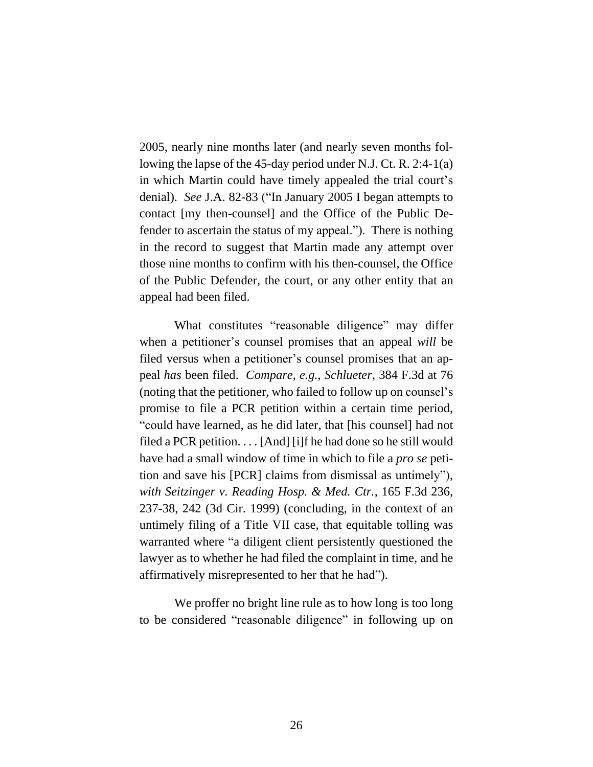2005, nearly nine months later (and nearly seven months following the lapse of the 45-day period under N.J. Ct. R. 2:4-1(a) in which Martin could have timely appealed the trial court's denial). *See* J.A. 82-83 ("In January 2005 I began attempts to contact [my then-counsel] and the Office of the Public Defender to ascertain the status of my appeal."). There is nothing in the record to suggest that Martin made any attempt over those nine months to confirm with his then-counsel, the Office of the Public Defender, the court, or any other entity that an appeal had been filed.

What constitutes "reasonable diligence" may differ when a petitioner's counsel promises that an appeal *will* be filed versus when a petitioner's counsel promises that an appeal *has* been filed. *Compare, e.g.*, *Schlueter*, 384 F.3d at 76 (noting that the petitioner, who failed to follow up on counsel's promise to file a PCR petition within a certain time period, "could have learned, as he did later, that [his counsel] had not filed a PCR petition. . . . [And] [i]f he had done so he still would have had a small window of time in which to file a *pro se* petition and save his [PCR] claims from dismissal as untimely"), *with Seitzinger v. Reading Hosp. & Med. Ctr.*, 165 F.3d 236, 237-38, 242 (3d Cir. 1999) (concluding, in the context of an untimely filing of a Title VII case, that equitable tolling was warranted where "a diligent client persistently questioned the lawyer as to whether he had filed the complaint in time, and he affirmatively misrepresented to her that he had").

We proffer no bright line rule as to how long is too long to be considered "reasonable diligence" in following up on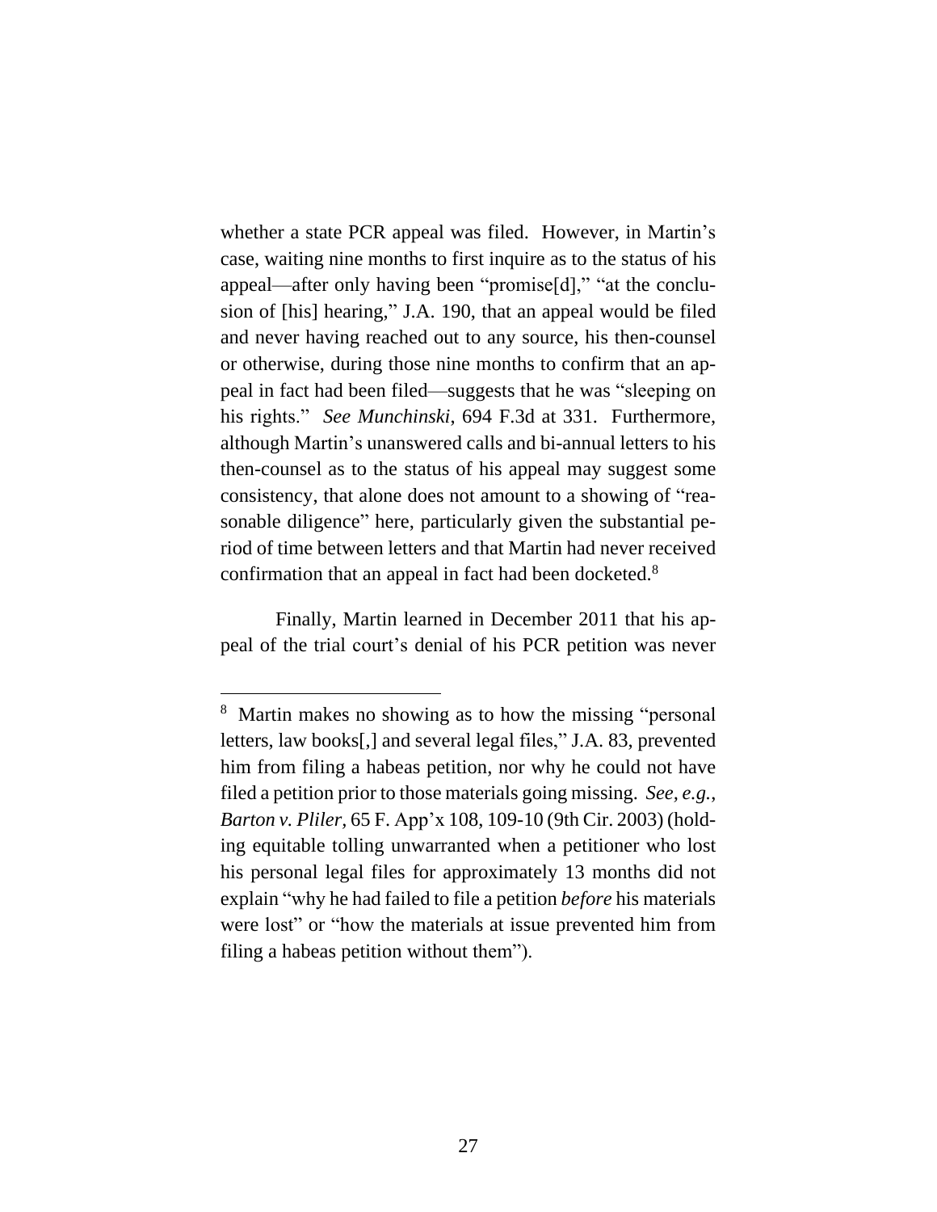whether a state PCR appeal was filed. However, in Martin's case, waiting nine months to first inquire as to the status of his appeal—after only having been "promise[d]," "at the conclusion of [his] hearing," J.A. 190, that an appeal would be filed and never having reached out to any source, his then-counsel or otherwise, during those nine months to confirm that an appeal in fact had been filed—suggests that he was "sleeping on his rights." *See Munchinski*, 694 F.3d at 331. Furthermore, although Martin's unanswered calls and bi-annual letters to his then-counsel as to the status of his appeal may suggest some consistency, that alone does not amount to a showing of "reasonable diligence" here, particularly given the substantial period of time between letters and that Martin had never received confirmation that an appeal in fact had been docketed.[8]

Finally, Martin learned in December 2011 that his appeal of the trial court's denial of his PCR petition was never

---

[8] Martin makes no showing as to how the missing "personal letters, law books[,] and several legal files," J.A. 83, prevented him from filing a habeas petition, nor why he could not have filed a petition prior to those materials going missing. *See, e.g.*, *Barton v. Pliler*, 65 F. App'x 108, 109-10 (9th Cir. 2003) (holding equitable tolling unwarranted when a petitioner who lost his personal legal files for approximately 13 months did not explain "why he had failed to file a petition *before* his materials were lost" or "how the materials at issue prevented him from filing a habeas petition without them").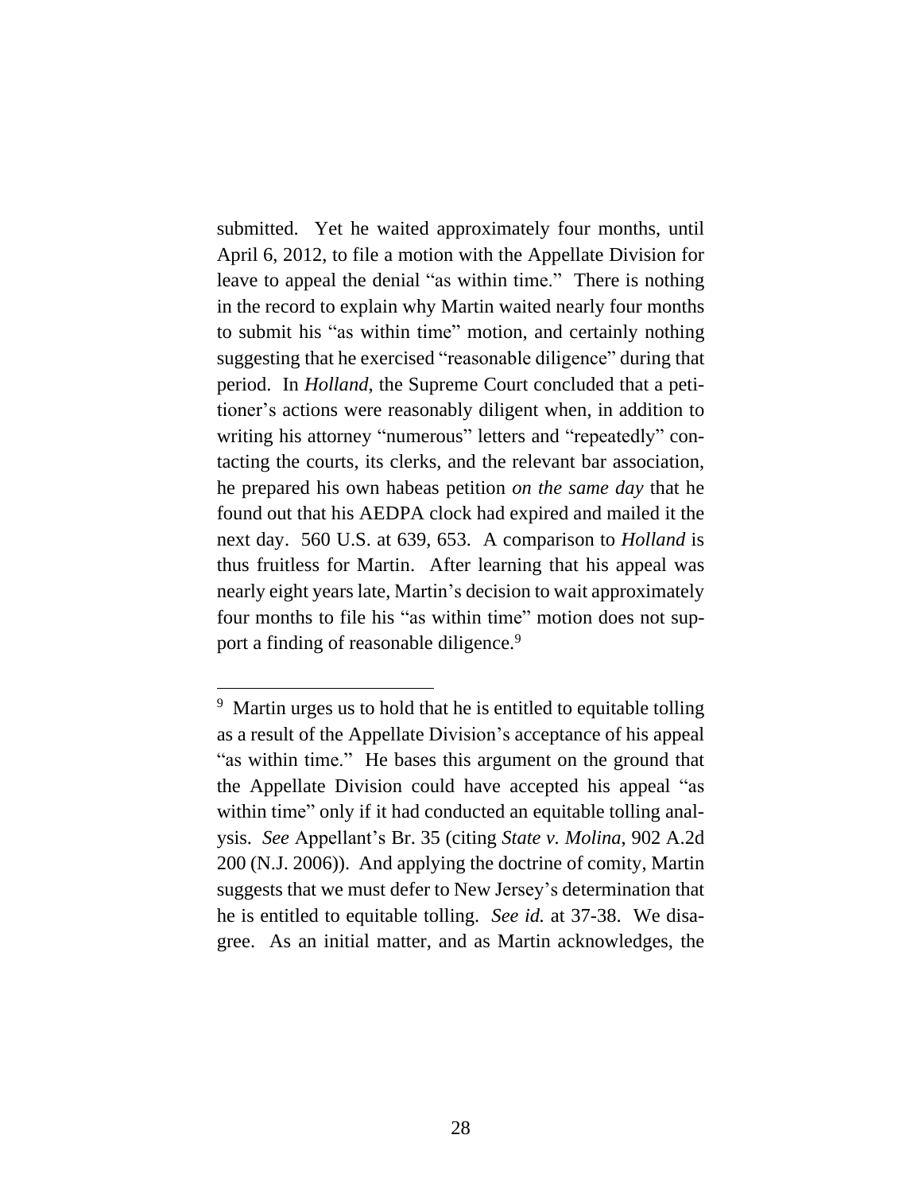submitted. Yet he waited approximately four months, until April 6, 2012, to file a motion with the Appellate Division for leave to appeal the denial "as within time." There is nothing in the record to explain why Martin waited nearly four months to submit his "as within time" motion, and certainly nothing suggesting that he exercised "reasonable diligence" during that period. In *Holland*, the Supreme Court concluded that a petitioner's actions were reasonably diligent when, in addition to writing his attorney "numerous" letters and "repeatedly" contacting the courts, its clerks, and the relevant bar association, he prepared his own habeas petition *on the same day* that he found out that his AEDPA clock had expired and mailed it the next day. 560 U.S. at 639, 653. A comparison to *Holland* is thus fruitless for Martin. After learning that his appeal was nearly eight years late, Martin's decision to wait approximately four months to file his "as within time" motion does not support a finding of reasonable diligence.[9]

---

[9] Martin urges us to hold that he is entitled to equitable tolling as a result of the Appellate Division's acceptance of his appeal "as within time." He bases this argument on the ground that the Appellate Division could have accepted his appeal "as within time" only if it had conducted an equitable tolling analysis. *See* Appellant's Br. 35 (citing *State v. Molina*, 902 A.2d 200 (N.J. 2006)). And applying the doctrine of comity, Martin suggests that we must defer to New Jersey's determination that he is entitled to equitable tolling. *See id.* at 37-38. We disagree. As an initial matter, and as Martin acknowledges, the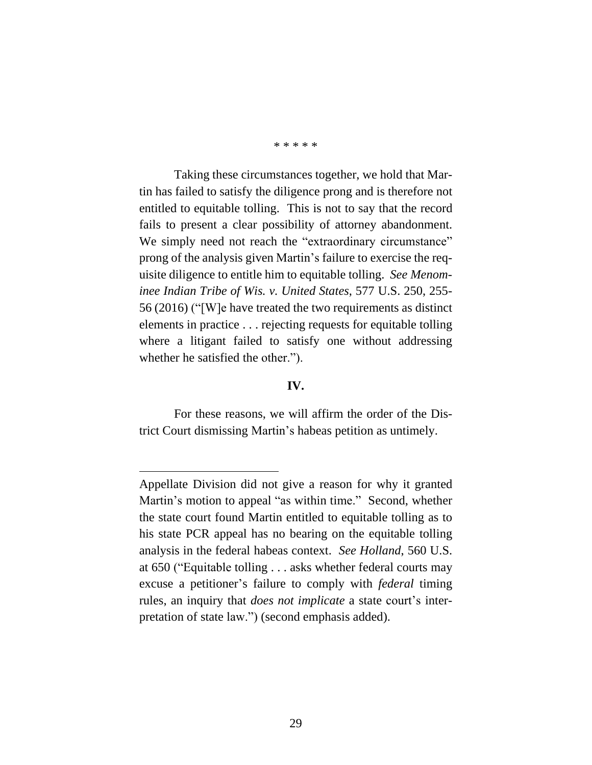\* \* \* \* \*

Taking these circumstances together, we hold that Martin has failed to satisfy the diligence prong and is therefore not entitled to equitable tolling. This is not to say that the record fails to present a clear possibility of attorney abandonment. We simply need not reach the "extraordinary circumstance" prong of the analysis given Martin's failure to exercise the requisite diligence to entitle him to equitable tolling. *See Menominee Indian Tribe of Wis. v. United States*, 577 U.S. 250, 255-56 (2016) ("[W]e have treated the two requirements as distinct elements in practice . . . rejecting requests for equitable tolling where a litigant failed to satisfy one without addressing whether he satisfied the other.").

## IV.

For these reasons, we will affirm the order of the District Court dismissing Martin's habeas petition as untimely.

---

Appellate Division did not give a reason for why it granted Martin's motion to appeal "as within time." Second, whether the state court found Martin entitled to equitable tolling as to his state PCR appeal has no bearing on the equitable tolling analysis in the federal habeas context. *See Holland*, 560 U.S. at 650 ("Equitable tolling . . . asks whether federal courts may excuse a petitioner's failure to comply with *federal* timing rules, an inquiry that *does not implicate* a state court's interpretation of state law.") (second emphasis added).